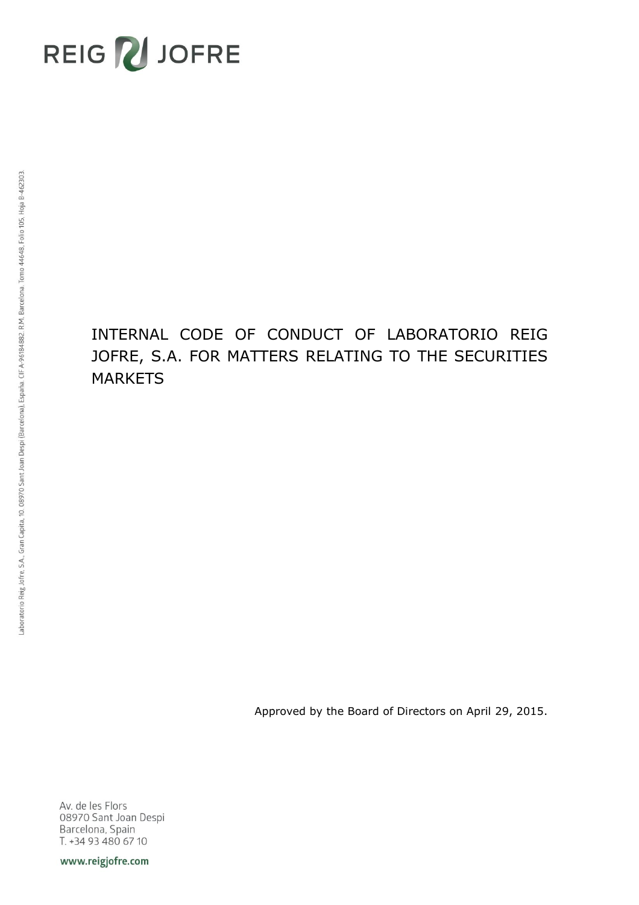REIG JOFRE

Laboratorio Reig Jofre, S.A., Gran Capita, 10. 08970 Sant Joan Despi (Barcelona), España. CIF A-96184882. R.M. Barcelona, Tomo 44648, Folio 105, Hoja B-462303.

# INTERNAL CODE OF CONDUCT OF LABORATORIO REIG JOFRE, S.A. FOR MATTERS RELATING TO THE SECURITIES MARKETS

Approved by the Board of Directors on April 29, 2015.

Av. de les Flors
08970 Sant Joan Despi
Barcelona, Spain
T. +34 93 480 67 10

www.reigjofre.com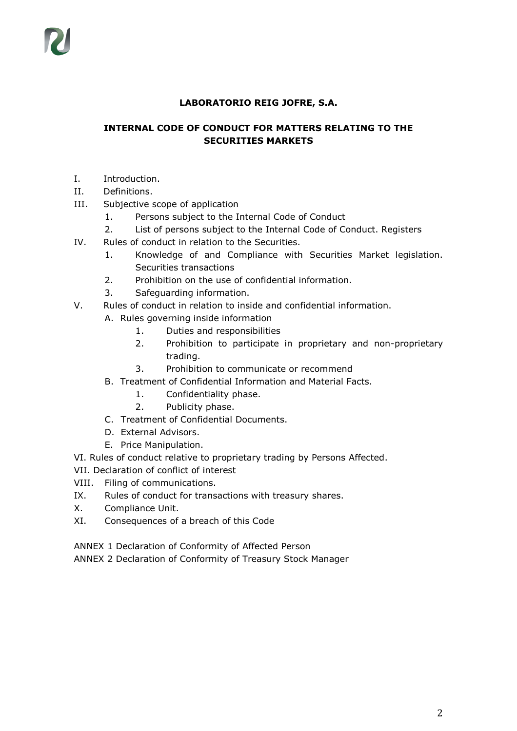**LABORATORIO REIG JOFRE, S.A.**

**INTERNAL CODE OF CONDUCT FOR MATTERS RELATING TO THE SECURITIES MARKETS**

- I. Introduction.
- II. Definitions.
- III. Subjective scope of application
  1. Persons subject to the Internal Code of Conduct
  2. List of persons subject to the Internal Code of Conduct. Registers
- IV. Rules of conduct in relation to the Securities.
  1. Knowledge of and Compliance with Securities Market legislation. Securities transactions
  2. Prohibition on the use of confidential information.
  3. Safeguarding information.
- V. Rules of conduct in relation to inside and confidential information.
  - A. Rules governing inside information
    1. Duties and responsibilities
    2. Prohibition to participate in proprietary and non-proprietary trading.
    3. Prohibition to communicate or recommend
  - B. Treatment of Confidential Information and Material Facts.
    1. Confidentiality phase.
    2. Publicity phase.
  - C. Treatment of Confidential Documents.
  - D. External Advisors.
  - E. Price Manipulation.
- VI. Rules of conduct relative to proprietary trading by Persons Affected.
- VII. Declaration of conflict of interest
- VIII. Filing of communications.
- IX. Rules of conduct for transactions with treasury shares.
- X. Compliance Unit.
- XI. Consequences of a breach of this Code

ANNEX 1 Declaration of Conformity of Affected Person

ANNEX 2 Declaration of Conformity of Treasury Stock Manager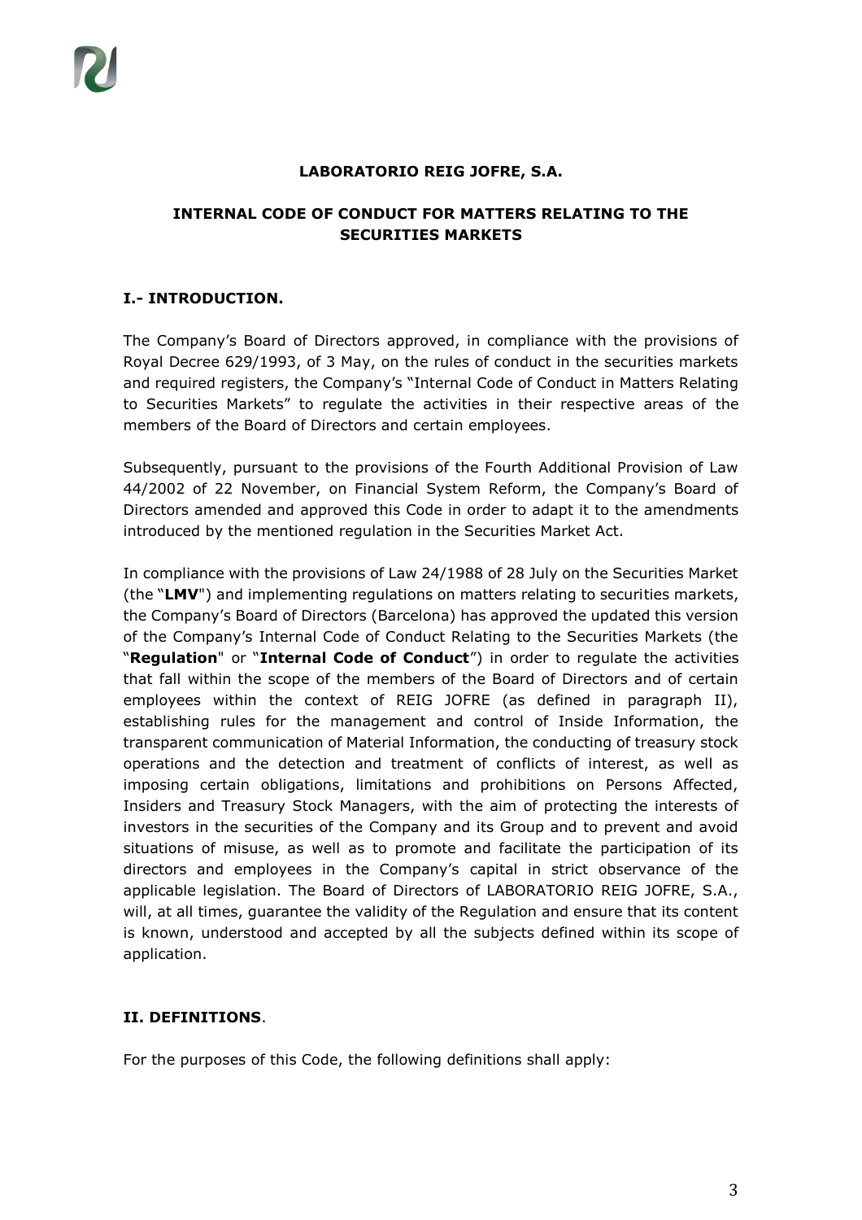**LABORATORIO REIG JOFRE, S.A.**

**INTERNAL CODE OF CONDUCT FOR MATTERS RELATING TO THE SECURITIES MARKETS**

## I.- INTRODUCTION.

The Company's Board of Directors approved, in compliance with the provisions of Royal Decree 629/1993, of 3 May, on the rules of conduct in the securities markets and required registers, the Company's "Internal Code of Conduct in Matters Relating to Securities Markets" to regulate the activities in their respective areas of the members of the Board of Directors and certain employees.

Subsequently, pursuant to the provisions of the Fourth Additional Provision of Law 44/2002 of 22 November, on Financial System Reform, the Company's Board of Directors amended and approved this Code in order to adapt it to the amendments introduced by the mentioned regulation in the Securities Market Act.

In compliance with the provisions of Law 24/1988 of 28 July on the Securities Market (the "**LMV**") and implementing regulations on matters relating to securities markets, the Company's Board of Directors (Barcelona) has approved the updated this version of the Company's Internal Code of Conduct Relating to the Securities Markets (the "**Regulation**" or "**Internal Code of Conduct**") in order to regulate the activities that fall within the scope of the members of the Board of Directors and of certain employees within the context of REIG JOFRE (as defined in paragraph II), establishing rules for the management and control of Inside Information, the transparent communication of Material Information, the conducting of treasury stock operations and the detection and treatment of conflicts of interest, as well as imposing certain obligations, limitations and prohibitions on Persons Affected, Insiders and Treasury Stock Managers, with the aim of protecting the interests of investors in the securities of the Company and its Group and to prevent and avoid situations of misuse, as well as to promote and facilitate the participation of its directors and employees in the Company's capital in strict observance of the applicable legislation. The Board of Directors of LABORATORIO REIG JOFRE, S.A., will, at all times, guarantee the validity of the Regulation and ensure that its content is known, understood and accepted by all the subjects defined within its scope of application.

## II. DEFINITIONS.

For the purposes of this Code, the following definitions shall apply: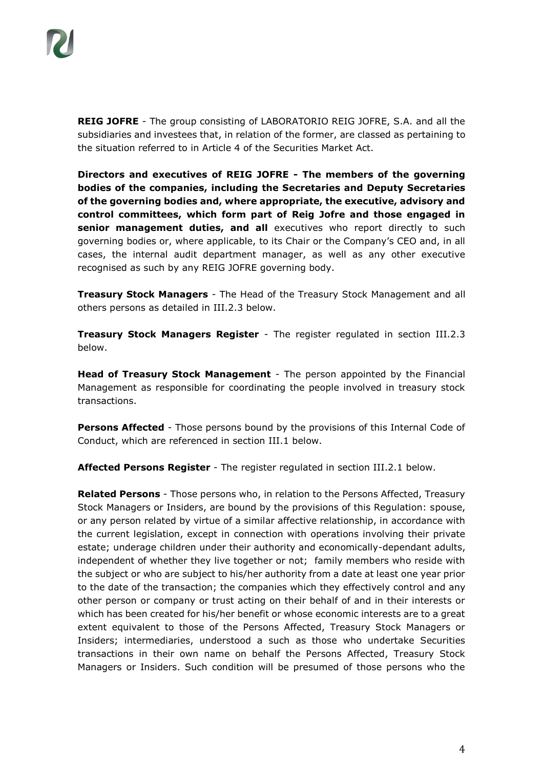**REIG JOFRE** - The group consisting of LABORATORIO REIG JOFRE, S.A. and all the subsidiaries and investees that, in relation of the former, are classed as pertaining to the situation referred to in Article 4 of the Securities Market Act.

**Directors and executives of REIG JOFRE - The members of the governing bodies of the companies, including the Secretaries and Deputy Secretaries of the governing bodies and, where appropriate, the executive, advisory and control committees, which form part of Reig Jofre and those engaged in senior management duties, and all** executives who report directly to such governing bodies or, where applicable, to its Chair or the Company's CEO and, in all cases, the internal audit department manager, as well as any other executive recognised as such by any REIG JOFRE governing body.

**Treasury Stock Managers** - The Head of the Treasury Stock Management and all others persons as detailed in III.2.3 below.

**Treasury Stock Managers Register** - The register regulated in section III.2.3 below.

**Head of Treasury Stock Management** - The person appointed by the Financial Management as responsible for coordinating the people involved in treasury stock transactions.

**Persons Affected** - Those persons bound by the provisions of this Internal Code of Conduct, which are referenced in section III.1 below.

**Affected Persons Register** - The register regulated in section III.2.1 below.

**Related Persons** - Those persons who, in relation to the Persons Affected, Treasury Stock Managers or Insiders, are bound by the provisions of this Regulation: spouse, or any person related by virtue of a similar affective relationship, in accordance with the current legislation, except in connection with operations involving their private estate; underage children under their authority and economically-dependant adults, independent of whether they live together or not; family members who reside with the subject or who are subject to his/her authority from a date at least one year prior to the date of the transaction; the companies which they effectively control and any other person or company or trust acting on their behalf of and in their interests or which has been created for his/her benefit or whose economic interests are to a great extent equivalent to those of the Persons Affected, Treasury Stock Managers or Insiders; intermediaries, understood a such as those who undertake Securities transactions in their own name on behalf the Persons Affected, Treasury Stock Managers or Insiders. Such condition will be presumed of those persons who the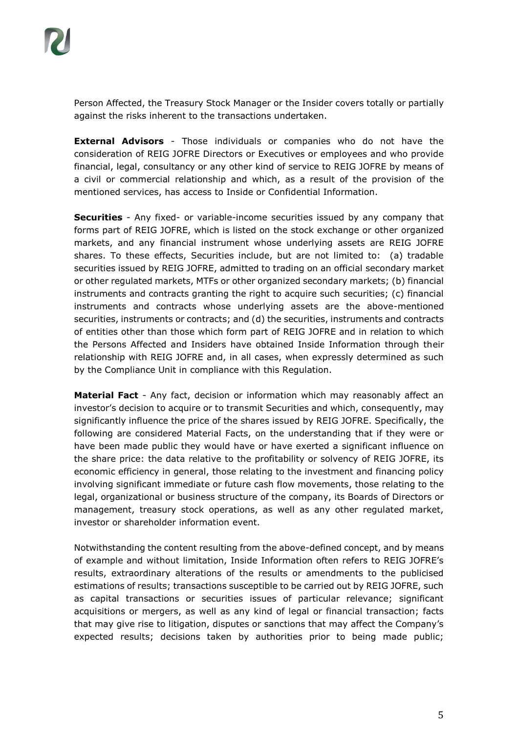Person Affected, the Treasury Stock Manager or the Insider covers totally or partially against the risks inherent to the transactions undertaken.

**External Advisors** - Those individuals or companies who do not have the consideration of REIG JOFRE Directors or Executives or employees and who provide financial, legal, consultancy or any other kind of service to REIG JOFRE by means of a civil or commercial relationship and which, as a result of the provision of the mentioned services, has access to Inside or Confidential Information.

**Securities** - Any fixed- or variable-income securities issued by any company that forms part of REIG JOFRE, which is listed on the stock exchange or other organized markets, and any financial instrument whose underlying assets are REIG JOFRE shares. To these effects, Securities include, but are not limited to: (a) tradable securities issued by REIG JOFRE, admitted to trading on an official secondary market or other regulated markets, MTFs or other organized secondary markets; (b) financial instruments and contracts granting the right to acquire such securities; (c) financial instruments and contracts whose underlying assets are the above-mentioned securities, instruments or contracts; and (d) the securities, instruments and contracts of entities other than those which form part of REIG JOFRE and in relation to which the Persons Affected and Insiders have obtained Inside Information through their relationship with REIG JOFRE and, in all cases, when expressly determined as such by the Compliance Unit in compliance with this Regulation.

**Material Fact** - Any fact, decision or information which may reasonably affect an investor's decision to acquire or to transmit Securities and which, consequently, may significantly influence the price of the shares issued by REIG JOFRE. Specifically, the following are considered Material Facts, on the understanding that if they were or have been made public they would have or have exerted a significant influence on the share price: the data relative to the profitability or solvency of REIG JOFRE, its economic efficiency in general, those relating to the investment and financing policy involving significant immediate or future cash flow movements, those relating to the legal, organizational or business structure of the company, its Boards of Directors or management, treasury stock operations, as well as any other regulated market, investor or shareholder information event.

Notwithstanding the content resulting from the above-defined concept, and by means of example and without limitation, Inside Information often refers to REIG JOFRE's results, extraordinary alterations of the results or amendments to the publicised estimations of results; transactions susceptible to be carried out by REIG JOFRE, such as capital transactions or securities issues of particular relevance; significant acquisitions or mergers, as well as any kind of legal or financial transaction; facts that may give rise to litigation, disputes or sanctions that may affect the Company's expected results; decisions taken by authorities prior to being made public;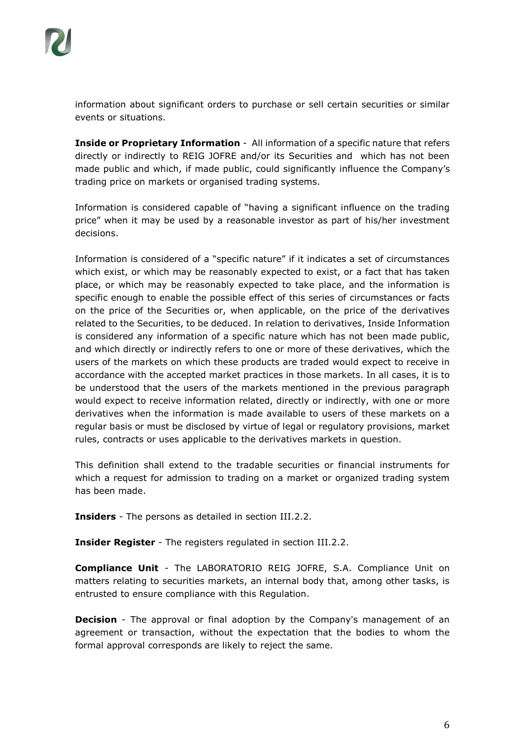information about significant orders to purchase or sell certain securities or similar events or situations.

**Inside or Proprietary Information** - All information of a specific nature that refers directly or indirectly to REIG JOFRE and/or its Securities and which has not been made public and which, if made public, could significantly influence the Company's trading price on markets or organised trading systems.

Information is considered capable of "having a significant influence on the trading price" when it may be used by a reasonable investor as part of his/her investment decisions.

Information is considered of a "specific nature" if it indicates a set of circumstances which exist, or which may be reasonably expected to exist, or a fact that has taken place, or which may be reasonably expected to take place, and the information is specific enough to enable the possible effect of this series of circumstances or facts on the price of the Securities or, when applicable, on the price of the derivatives related to the Securities, to be deduced. In relation to derivatives, Inside Information is considered any information of a specific nature which has not been made public, and which directly or indirectly refers to one or more of these derivatives, which the users of the markets on which these products are traded would expect to receive in accordance with the accepted market practices in those markets. In all cases, it is to be understood that the users of the markets mentioned in the previous paragraph would expect to receive information related, directly or indirectly, with one or more derivatives when the information is made available to users of these markets on a regular basis or must be disclosed by virtue of legal or regulatory provisions, market rules, contracts or uses applicable to the derivatives markets in question.

This definition shall extend to the tradable securities or financial instruments for which a request for admission to trading on a market or organized trading system has been made.

**Insiders** - The persons as detailed in section III.2.2.

**Insider Register** - The registers regulated in section III.2.2.

**Compliance Unit** - The LABORATORIO REIG JOFRE, S.A. Compliance Unit on matters relating to securities markets, an internal body that, among other tasks, is entrusted to ensure compliance with this Regulation.

**Decision** - The approval or final adoption by the Company's management of an agreement or transaction, without the expectation that the bodies to whom the formal approval corresponds are likely to reject the same.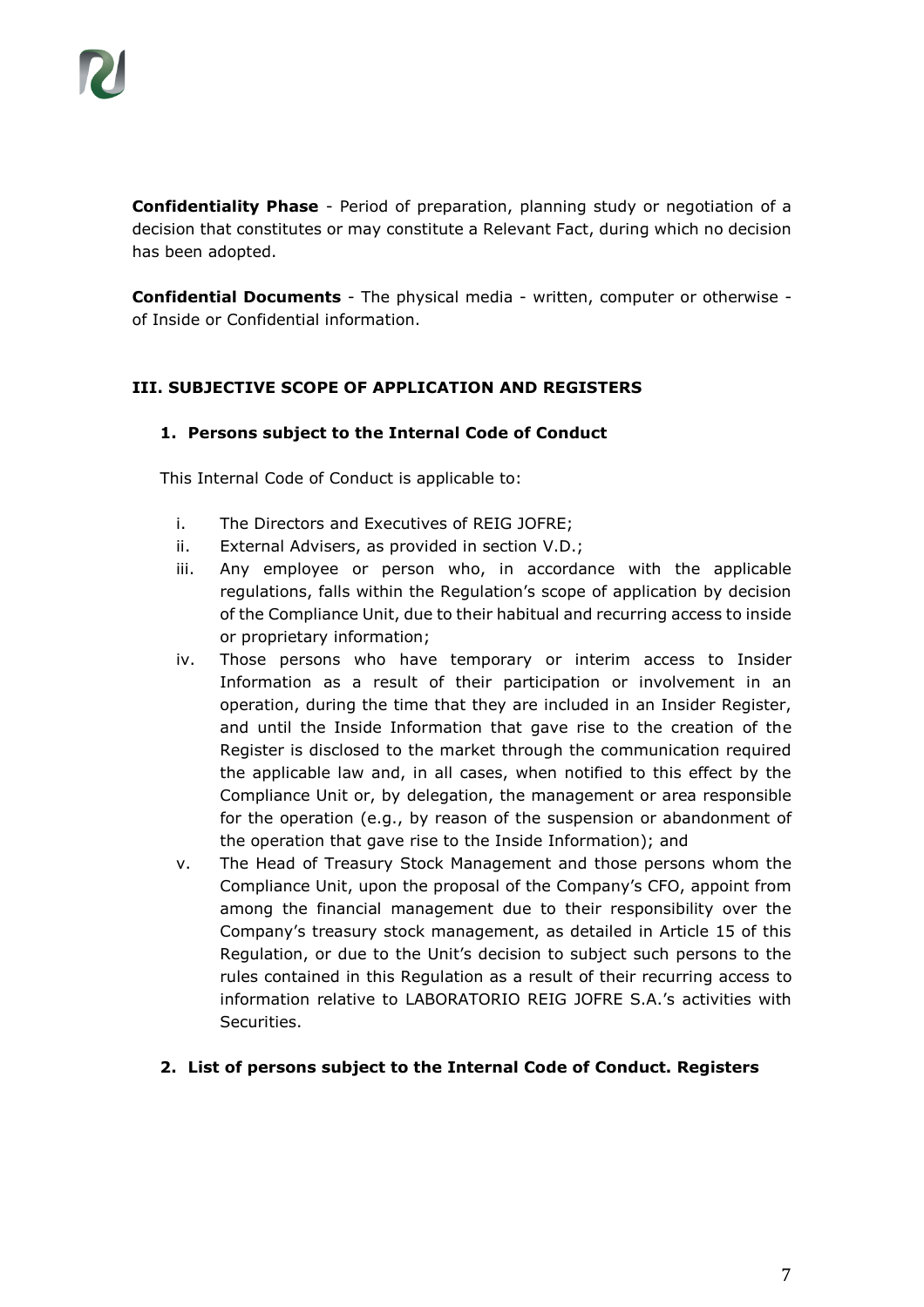**Confidentiality Phase** - Period of preparation, planning study or negotiation of a decision that constitutes or may constitute a Relevant Fact, during which no decision has been adopted.

**Confidential Documents** - The physical media - written, computer or otherwise - of Inside or Confidential information.

## III. SUBJECTIVE SCOPE OF APPLICATION AND REGISTERS

### 1. Persons subject to the Internal Code of Conduct

This Internal Code of Conduct is applicable to:

i. The Directors and Executives of REIG JOFRE;
ii. External Advisers, as provided in section V.D.;
iii. Any employee or person who, in accordance with the applicable regulations, falls within the Regulation's scope of application by decision of the Compliance Unit, due to their habitual and recurring access to inside or proprietary information;
iv. Those persons who have temporary or interim access to Insider Information as a result of their participation or involvement in an operation, during the time that they are included in an Insider Register, and until the Inside Information that gave rise to the creation of the Register is disclosed to the market through the communication required the applicable law and, in all cases, when notified to this effect by the Compliance Unit or, by delegation, the management or area responsible for the operation (e.g., by reason of the suspension or abandonment of the operation that gave rise to the Inside Information); and
v. The Head of Treasury Stock Management and those persons whom the Compliance Unit, upon the proposal of the Company's CFO, appoint from among the financial management due to their responsibility over the Company's treasury stock management, as detailed in Article 15 of this Regulation, or due to the Unit's decision to subject such persons to the rules contained in this Regulation as a result of their recurring access to information relative to LABORATORIO REIG JOFRE S.A.'s activities with Securities.

### 2. List of persons subject to the Internal Code of Conduct. Registers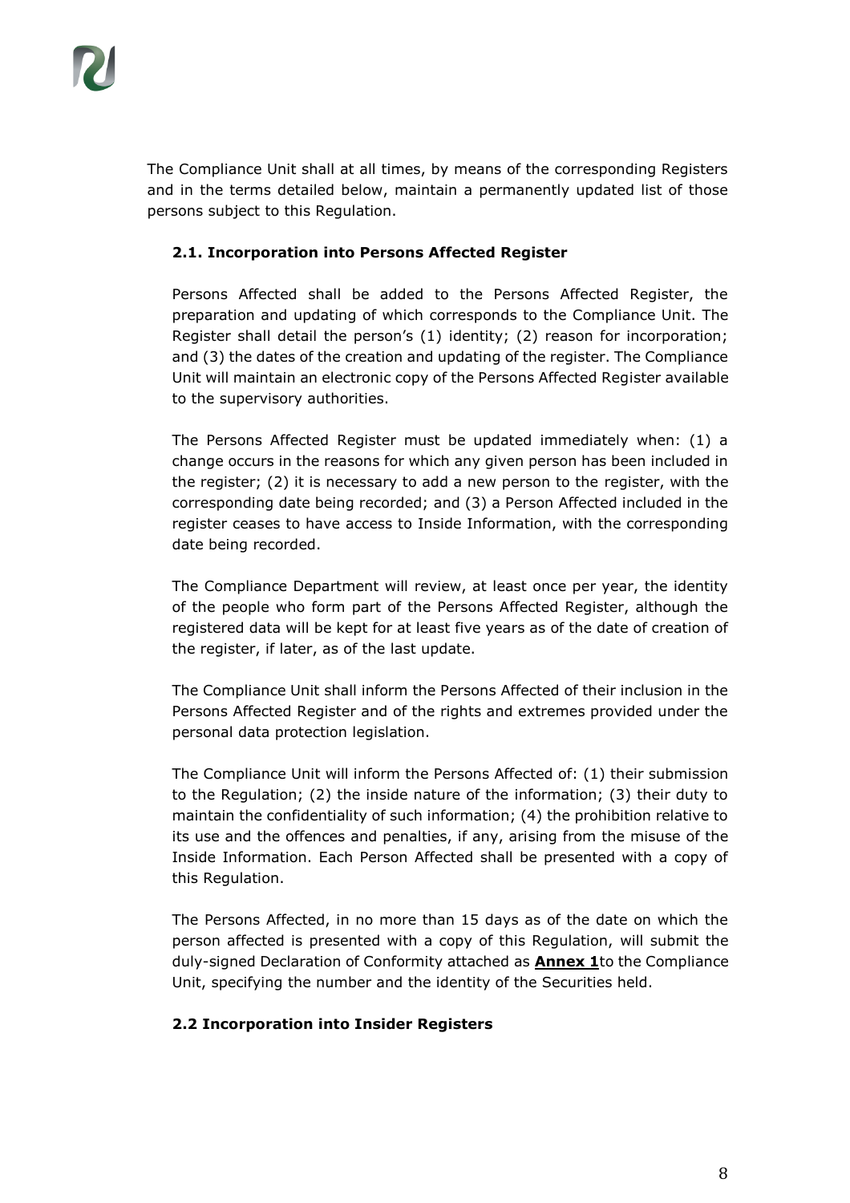The Compliance Unit shall at all times, by means of the corresponding Registers and in the terms detailed below, maintain a permanently updated list of those persons subject to this Regulation.

### 2.1. Incorporation into Persons Affected Register

Persons Affected shall be added to the Persons Affected Register, the preparation and updating of which corresponds to the Compliance Unit. The Register shall detail the person's (1) identity; (2) reason for incorporation; and (3) the dates of the creation and updating of the register. The Compliance Unit will maintain an electronic copy of the Persons Affected Register available to the supervisory authorities.

The Persons Affected Register must be updated immediately when: (1) a change occurs in the reasons for which any given person has been included in the register; (2) it is necessary to add a new person to the register, with the corresponding date being recorded; and (3) a Person Affected included in the register ceases to have access to Inside Information, with the corresponding date being recorded.

The Compliance Department will review, at least once per year, the identity of the people who form part of the Persons Affected Register, although the registered data will be kept for at least five years as of the date of creation of the register, if later, as of the last update.

The Compliance Unit shall inform the Persons Affected of their inclusion in the Persons Affected Register and of the rights and extremes provided under the personal data protection legislation.

The Compliance Unit will inform the Persons Affected of: (1) their submission to the Regulation; (2) the inside nature of the information; (3) their duty to maintain the confidentiality of such information; (4) the prohibition relative to its use and the offences and penalties, if any, arising from the misuse of the Inside Information. Each Person Affected shall be presented with a copy of this Regulation.

The Persons Affected, in no more than 15 days as of the date on which the person affected is presented with a copy of this Regulation, will submit the duly-signed Declaration of Conformity attached as **Annex 1**to the Compliance Unit, specifying the number and the identity of the Securities held.

### 2.2 Incorporation into Insider Registers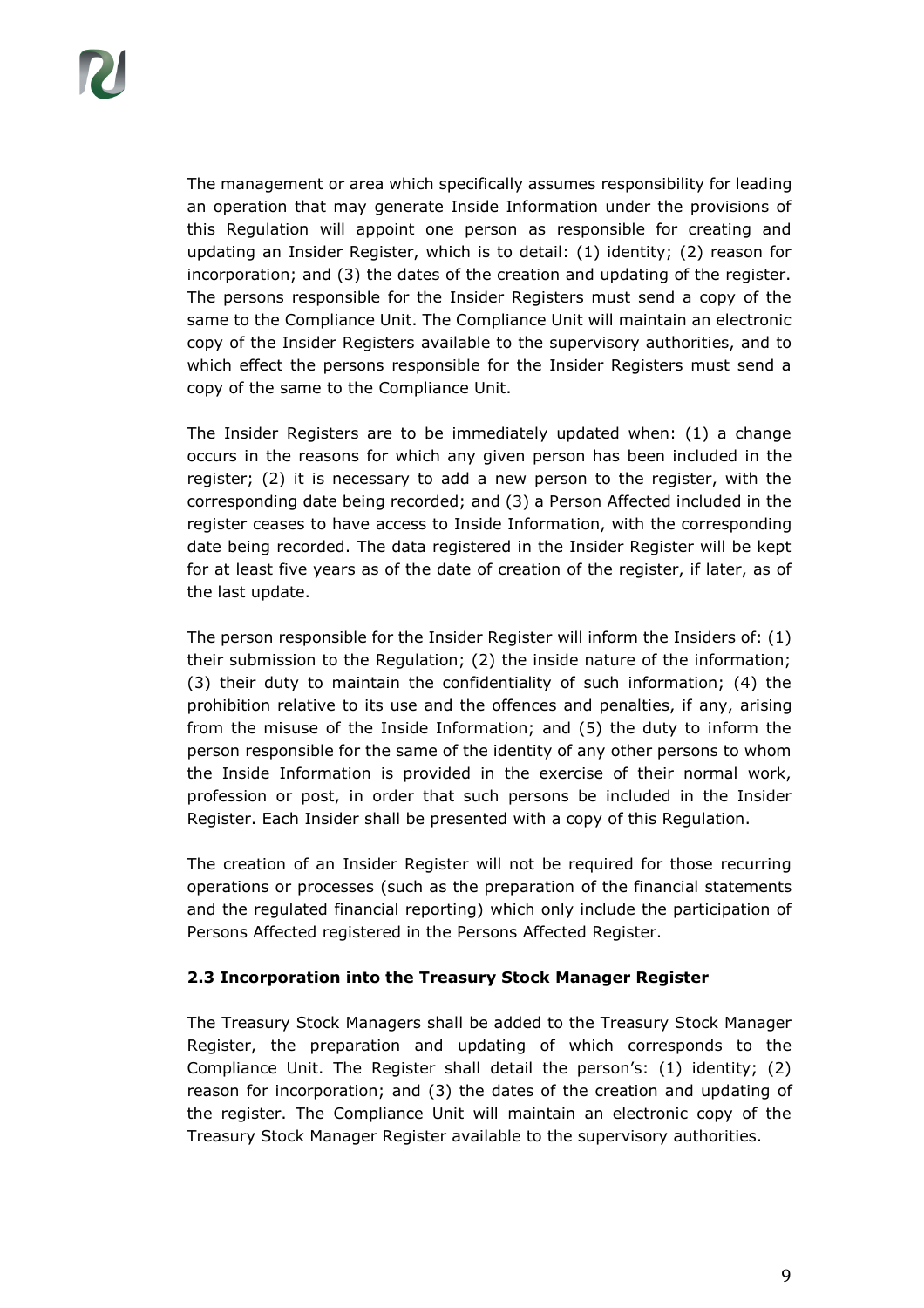The management or area which specifically assumes responsibility for leading an operation that may generate Inside Information under the provisions of this Regulation will appoint one person as responsible for creating and updating an Insider Register, which is to detail: (1) identity; (2) reason for incorporation; and (3) the dates of the creation and updating of the register. The persons responsible for the Insider Registers must send a copy of the same to the Compliance Unit. The Compliance Unit will maintain an electronic copy of the Insider Registers available to the supervisory authorities, and to which effect the persons responsible for the Insider Registers must send a copy of the same to the Compliance Unit.

The Insider Registers are to be immediately updated when: (1) a change occurs in the reasons for which any given person has been included in the register; (2) it is necessary to add a new person to the register, with the corresponding date being recorded; and (3) a Person Affected included in the register ceases to have access to Inside Information, with the corresponding date being recorded. The data registered in the Insider Register will be kept for at least five years as of the date of creation of the register, if later, as of the last update.

The person responsible for the Insider Register will inform the Insiders of: (1) their submission to the Regulation; (2) the inside nature of the information; (3) their duty to maintain the confidentiality of such information; (4) the prohibition relative to its use and the offences and penalties, if any, arising from the misuse of the Inside Information; and (5) the duty to inform the person responsible for the same of the identity of any other persons to whom the Inside Information is provided in the exercise of their normal work, profession or post, in order that such persons be included in the Insider Register. Each Insider shall be presented with a copy of this Regulation.

The creation of an Insider Register will not be required for those recurring operations or processes (such as the preparation of the financial statements and the regulated financial reporting) which only include the participation of Persons Affected registered in the Persons Affected Register.

### 2.3 Incorporation into the Treasury Stock Manager Register

The Treasury Stock Managers shall be added to the Treasury Stock Manager Register, the preparation and updating of which corresponds to the Compliance Unit. The Register shall detail the person's: (1) identity; (2) reason for incorporation; and (3) the dates of the creation and updating of the register. The Compliance Unit will maintain an electronic copy of the Treasury Stock Manager Register available to the supervisory authorities.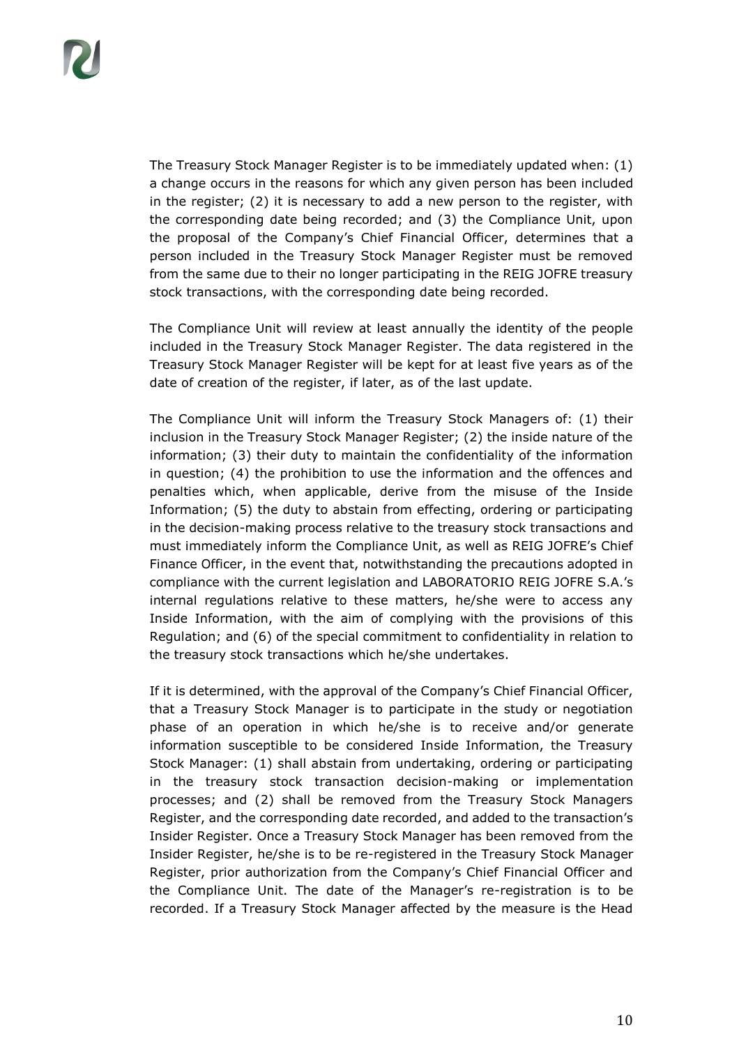The Treasury Stock Manager Register is to be immediately updated when: (1) a change occurs in the reasons for which any given person has been included in the register; (2) it is necessary to add a new person to the register, with the corresponding date being recorded; and (3) the Compliance Unit, upon the proposal of the Company's Chief Financial Officer, determines that a person included in the Treasury Stock Manager Register must be removed from the same due to their no longer participating in the REIG JOFRE treasury stock transactions, with the corresponding date being recorded.

The Compliance Unit will review at least annually the identity of the people included in the Treasury Stock Manager Register. The data registered in the Treasury Stock Manager Register will be kept for at least five years as of the date of creation of the register, if later, as of the last update.

The Compliance Unit will inform the Treasury Stock Managers of: (1) their inclusion in the Treasury Stock Manager Register; (2) the inside nature of the information; (3) their duty to maintain the confidentiality of the information in question; (4) the prohibition to use the information and the offences and penalties which, when applicable, derive from the misuse of the Inside Information; (5) the duty to abstain from effecting, ordering or participating in the decision-making process relative to the treasury stock transactions and must immediately inform the Compliance Unit, as well as REIG JOFRE's Chief Finance Officer, in the event that, notwithstanding the precautions adopted in compliance with the current legislation and LABORATORIO REIG JOFRE S.A.'s internal regulations relative to these matters, he/she were to access any Inside Information, with the aim of complying with the provisions of this Regulation; and (6) of the special commitment to confidentiality in relation to the treasury stock transactions which he/she undertakes.

If it is determined, with the approval of the Company's Chief Financial Officer, that a Treasury Stock Manager is to participate in the study or negotiation phase of an operation in which he/she is to receive and/or generate information susceptible to be considered Inside Information, the Treasury Stock Manager: (1) shall abstain from undertaking, ordering or participating in the treasury stock transaction decision-making or implementation processes; and (2) shall be removed from the Treasury Stock Managers Register, and the corresponding date recorded, and added to the transaction's Insider Register. Once a Treasury Stock Manager has been removed from the Insider Register, he/she is to be re-registered in the Treasury Stock Manager Register, prior authorization from the Company's Chief Financial Officer and the Compliance Unit. The date of the Manager's re-registration is to be recorded. If a Treasury Stock Manager affected by the measure is the Head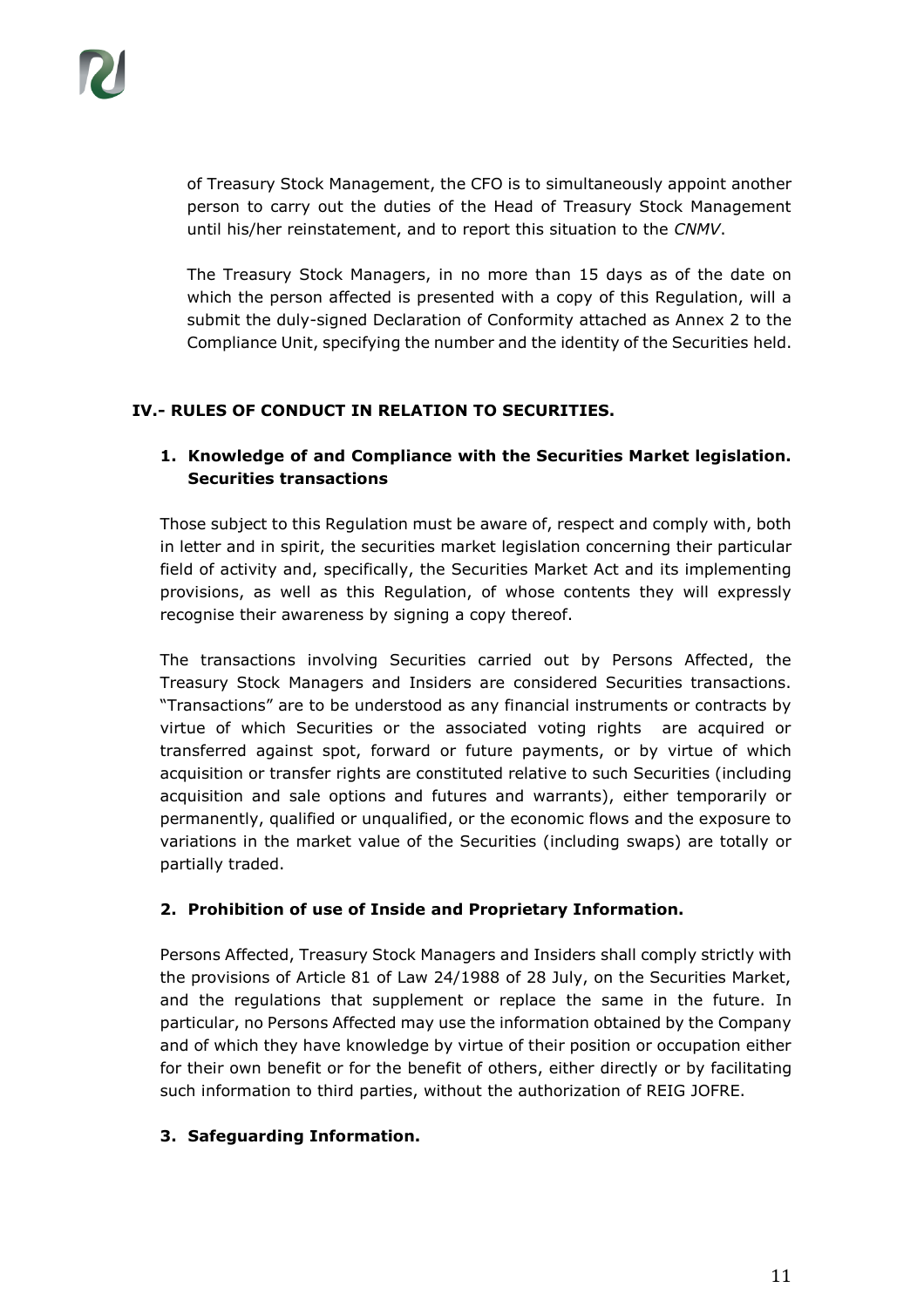of Treasury Stock Management, the CFO is to simultaneously appoint another person to carry out the duties of the Head of Treasury Stock Management until his/her reinstatement, and to report this situation to the *CNMV*.

The Treasury Stock Managers, in no more than 15 days as of the date on which the person affected is presented with a copy of this Regulation, will a submit the duly-signed Declaration of Conformity attached as Annex 2 to the Compliance Unit, specifying the number and the identity of the Securities held.

## IV.- RULES OF CONDUCT IN RELATION TO SECURITIES.

### 1. Knowledge of and Compliance with the Securities Market legislation. Securities transactions

Those subject to this Regulation must be aware of, respect and comply with, both in letter and in spirit, the securities market legislation concerning their particular field of activity and, specifically, the Securities Market Act and its implementing provisions, as well as this Regulation, of whose contents they will expressly recognise their awareness by signing a copy thereof.

The transactions involving Securities carried out by Persons Affected, the Treasury Stock Managers and Insiders are considered Securities transactions. "Transactions" are to be understood as any financial instruments or contracts by virtue of which Securities or the associated voting rights are acquired or transferred against spot, forward or future payments, or by virtue of which acquisition or transfer rights are constituted relative to such Securities (including acquisition and sale options and futures and warrants), either temporarily or permanently, qualified or unqualified, or the economic flows and the exposure to variations in the market value of the Securities (including swaps) are totally or partially traded.

### 2. Prohibition of use of Inside and Proprietary Information.

Persons Affected, Treasury Stock Managers and Insiders shall comply strictly with the provisions of Article 81 of Law 24/1988 of 28 July, on the Securities Market, and the regulations that supplement or replace the same in the future. In particular, no Persons Affected may use the information obtained by the Company and of which they have knowledge by virtue of their position or occupation either for their own benefit or for the benefit of others, either directly or by facilitating such information to third parties, without the authorization of REIG JOFRE.

### 3. Safeguarding Information.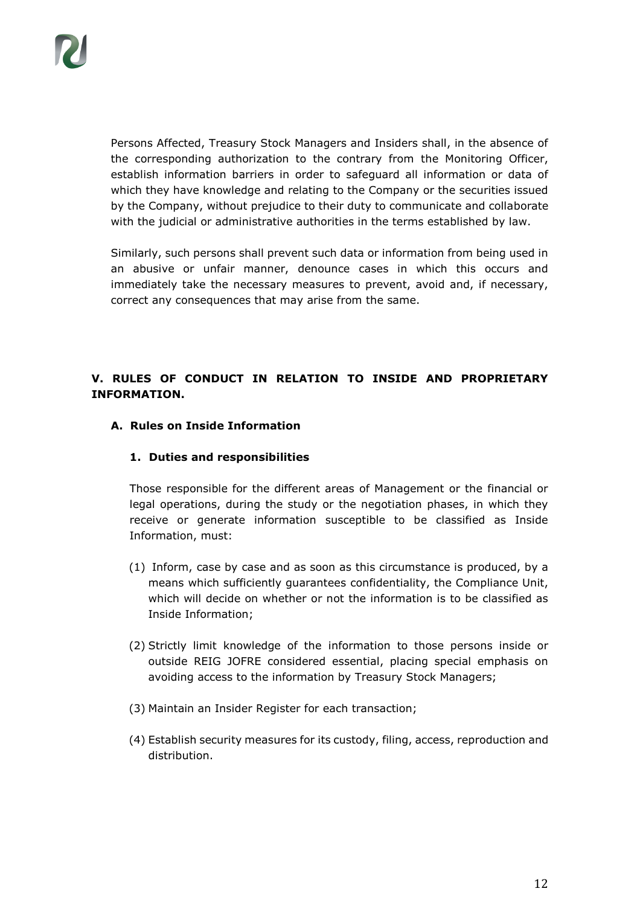Persons Affected, Treasury Stock Managers and Insiders shall, in the absence of the corresponding authorization to the contrary from the Monitoring Officer, establish information barriers in order to safeguard all information or data of which they have knowledge and relating to the Company or the securities issued by the Company, without prejudice to their duty to communicate and collaborate with the judicial or administrative authorities in the terms established by law.

Similarly, such persons shall prevent such data or information from being used in an abusive or unfair manner, denounce cases in which this occurs and immediately take the necessary measures to prevent, avoid and, if necessary, correct any consequences that may arise from the same.

## V. RULES OF CONDUCT IN RELATION TO INSIDE AND PROPRIETARY INFORMATION.

### A. Rules on Inside Information

#### 1. Duties and responsibilities

Those responsible for the different areas of Management or the financial or legal operations, during the study or the negotiation phases, in which they receive or generate information susceptible to be classified as Inside Information, must:

(1) Inform, case by case and as soon as this circumstance is produced, by a means which sufficiently guarantees confidentiality, the Compliance Unit, which will decide on whether or not the information is to be classified as Inside Information;

(2) Strictly limit knowledge of the information to those persons inside or outside REIG JOFRE considered essential, placing special emphasis on avoiding access to the information by Treasury Stock Managers;

(3) Maintain an Insider Register for each transaction;

(4) Establish security measures for its custody, filing, access, reproduction and distribution.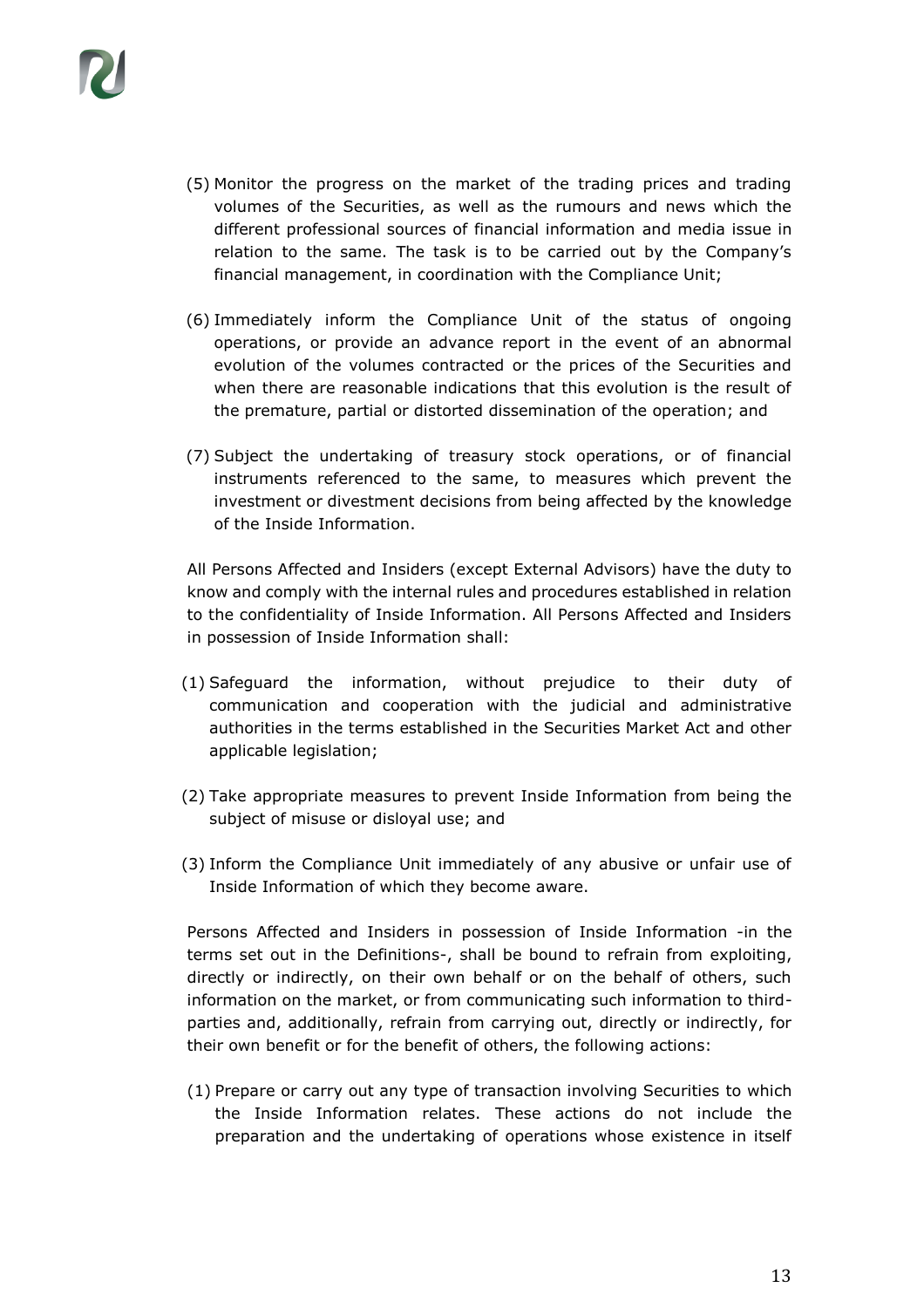(5) Monitor the progress on the market of the trading prices and trading volumes of the Securities, as well as the rumours and news which the different professional sources of financial information and media issue in relation to the same. The task is to be carried out by the Company's financial management, in coordination with the Compliance Unit;

(6) Immediately inform the Compliance Unit of the status of ongoing operations, or provide an advance report in the event of an abnormal evolution of the volumes contracted or the prices of the Securities and when there are reasonable indications that this evolution is the result of the premature, partial or distorted dissemination of the operation; and

(7) Subject the undertaking of treasury stock operations, or of financial instruments referenced to the same, to measures which prevent the investment or divestment decisions from being affected by the knowledge of the Inside Information.

All Persons Affected and Insiders (except External Advisors) have the duty to know and comply with the internal rules and procedures established in relation to the confidentiality of Inside Information. All Persons Affected and Insiders in possession of Inside Information shall:

(1) Safeguard the information, without prejudice to their duty of communication and cooperation with the judicial and administrative authorities in the terms established in the Securities Market Act and other applicable legislation;

(2) Take appropriate measures to prevent Inside Information from being the subject of misuse or disloyal use; and

(3) Inform the Compliance Unit immediately of any abusive or unfair use of Inside Information of which they become aware.

Persons Affected and Insiders in possession of Inside Information -in the terms set out in the Definitions-, shall be bound to refrain from exploiting, directly or indirectly, on their own behalf or on the behalf of others, such information on the market, or from communicating such information to third-parties and, additionally, refrain from carrying out, directly or indirectly, for their own benefit or for the benefit of others, the following actions:

(1) Prepare or carry out any type of transaction involving Securities to which the Inside Information relates. These actions do not include the preparation and the undertaking of operations whose existence in itself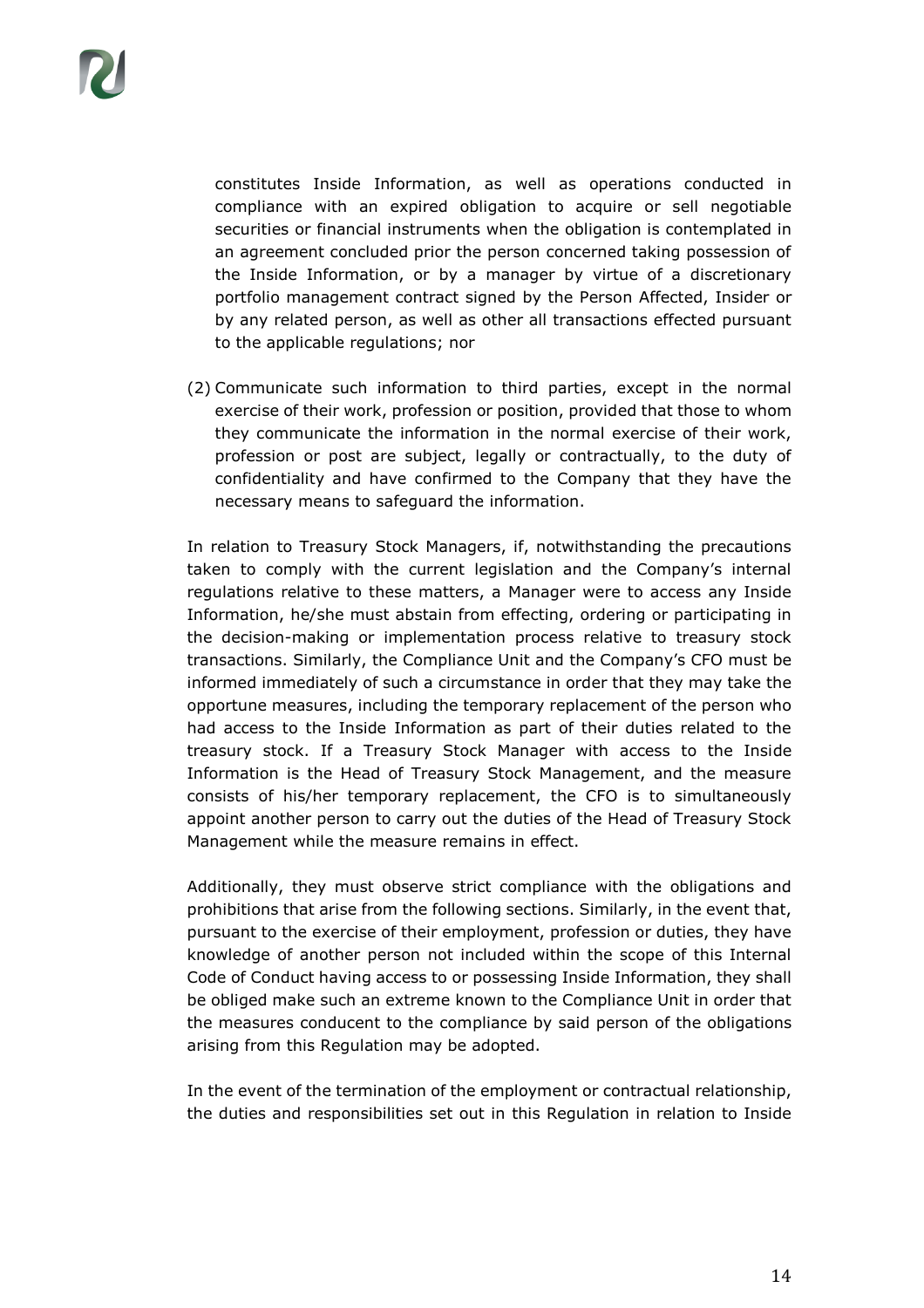constitutes Inside Information, as well as operations conducted in compliance with an expired obligation to acquire or sell negotiable securities or financial instruments when the obligation is contemplated in an agreement concluded prior the person concerned taking possession of the Inside Information, or by a manager by virtue of a discretionary portfolio management contract signed by the Person Affected, Insider or by any related person, as well as other all transactions effected pursuant to the applicable regulations; nor

(2) Communicate such information to third parties, except in the normal exercise of their work, profession or position, provided that those to whom they communicate the information in the normal exercise of their work, profession or post are subject, legally or contractually, to the duty of confidentiality and have confirmed to the Company that they have the necessary means to safeguard the information.

In relation to Treasury Stock Managers, if, notwithstanding the precautions taken to comply with the current legislation and the Company's internal regulations relative to these matters, a Manager were to access any Inside Information, he/she must abstain from effecting, ordering or participating in the decision-making or implementation process relative to treasury stock transactions. Similarly, the Compliance Unit and the Company's CFO must be informed immediately of such a circumstance in order that they may take the opportune measures, including the temporary replacement of the person who had access to the Inside Information as part of their duties related to the treasury stock. If a Treasury Stock Manager with access to the Inside Information is the Head of Treasury Stock Management, and the measure consists of his/her temporary replacement, the CFO is to simultaneously appoint another person to carry out the duties of the Head of Treasury Stock Management while the measure remains in effect.

Additionally, they must observe strict compliance with the obligations and prohibitions that arise from the following sections. Similarly, in the event that, pursuant to the exercise of their employment, profession or duties, they have knowledge of another person not included within the scope of this Internal Code of Conduct having access to or possessing Inside Information, they shall be obliged make such an extreme known to the Compliance Unit in order that the measures conducent to the compliance by said person of the obligations arising from this Regulation may be adopted.

In the event of the termination of the employment or contractual relationship, the duties and responsibilities set out in this Regulation in relation to Inside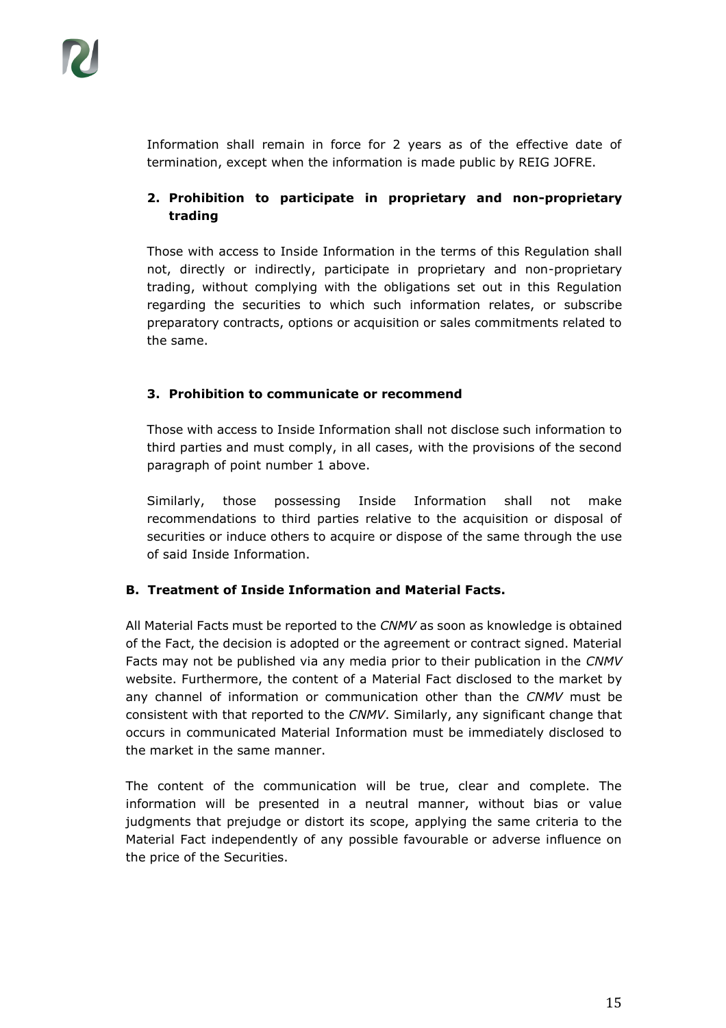Information shall remain in force for 2 years as of the effective date of termination, except when the information is made public by REIG JOFRE.

**2. Prohibition to participate in proprietary and non-proprietary trading**

Those with access to Inside Information in the terms of this Regulation shall not, directly or indirectly, participate in proprietary and non-proprietary trading, without complying with the obligations set out in this Regulation regarding the securities to which such information relates, or subscribe preparatory contracts, options or acquisition or sales commitments related to the same.

**3. Prohibition to communicate or recommend**

Those with access to Inside Information shall not disclose such information to third parties and must comply, in all cases, with the provisions of the second paragraph of point number 1 above.

Similarly, those possessing Inside Information shall not make recommendations to third parties relative to the acquisition or disposal of securities or induce others to acquire or dispose of the same through the use of said Inside Information.

**B. Treatment of Inside Information and Material Facts.**

All Material Facts must be reported to the *CNMV* as soon as knowledge is obtained of the Fact, the decision is adopted or the agreement or contract signed. Material Facts may not be published via any media prior to their publication in the *CNMV* website. Furthermore, the content of a Material Fact disclosed to the market by any channel of information or communication other than the *CNMV* must be consistent with that reported to the *CNMV*. Similarly, any significant change that occurs in communicated Material Information must be immediately disclosed to the market in the same manner.

The content of the communication will be true, clear and complete. The information will be presented in a neutral manner, without bias or value judgments that prejudge or distort its scope, applying the same criteria to the Material Fact independently of any possible favourable or adverse influence on the price of the Securities.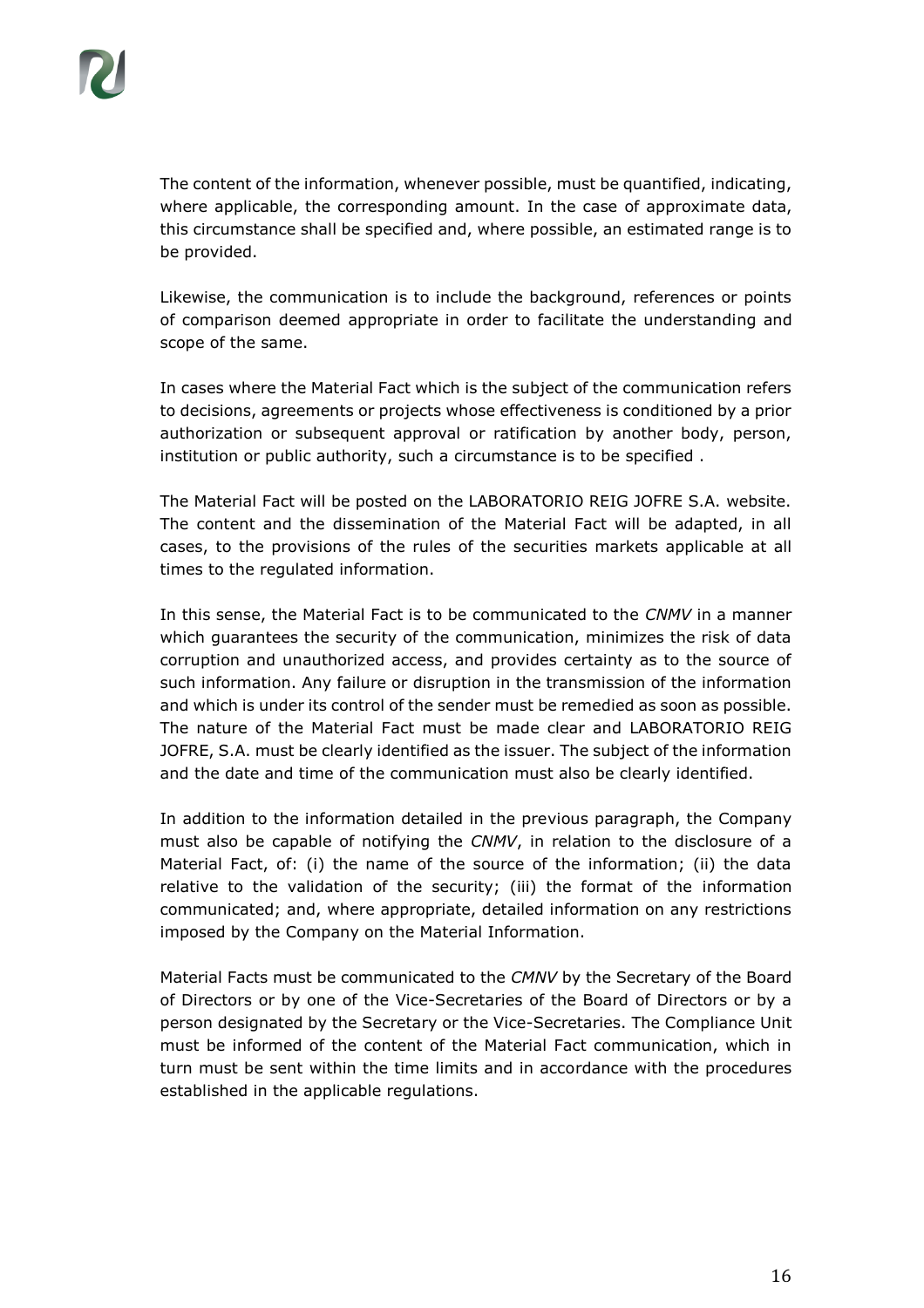The content of the information, whenever possible, must be quantified, indicating, where applicable, the corresponding amount. In the case of approximate data, this circumstance shall be specified and, where possible, an estimated range is to be provided.

Likewise, the communication is to include the background, references or points of comparison deemed appropriate in order to facilitate the understanding and scope of the same.

In cases where the Material Fact which is the subject of the communication refers to decisions, agreements or projects whose effectiveness is conditioned by a prior authorization or subsequent approval or ratification by another body, person, institution or public authority, such a circumstance is to be specified .

The Material Fact will be posted on the LABORATORIO REIG JOFRE S.A. website. The content and the dissemination of the Material Fact will be adapted, in all cases, to the provisions of the rules of the securities markets applicable at all times to the regulated information.

In this sense, the Material Fact is to be communicated to the *CNMV* in a manner which guarantees the security of the communication, minimizes the risk of data corruption and unauthorized access, and provides certainty as to the source of such information. Any failure or disruption in the transmission of the information and which is under its control of the sender must be remedied as soon as possible. The nature of the Material Fact must be made clear and LABORATORIO REIG JOFRE, S.A. must be clearly identified as the issuer. The subject of the information and the date and time of the communication must also be clearly identified.

In addition to the information detailed in the previous paragraph, the Company must also be capable of notifying the *CNMV*, in relation to the disclosure of a Material Fact, of: (i) the name of the source of the information; (ii) the data relative to the validation of the security; (iii) the format of the information communicated; and, where appropriate, detailed information on any restrictions imposed by the Company on the Material Information.

Material Facts must be communicated to the *CMNV* by the Secretary of the Board of Directors or by one of the Vice-Secretaries of the Board of Directors or by a person designated by the Secretary or the Vice-Secretaries. The Compliance Unit must be informed of the content of the Material Fact communication, which in turn must be sent within the time limits and in accordance with the procedures established in the applicable regulations.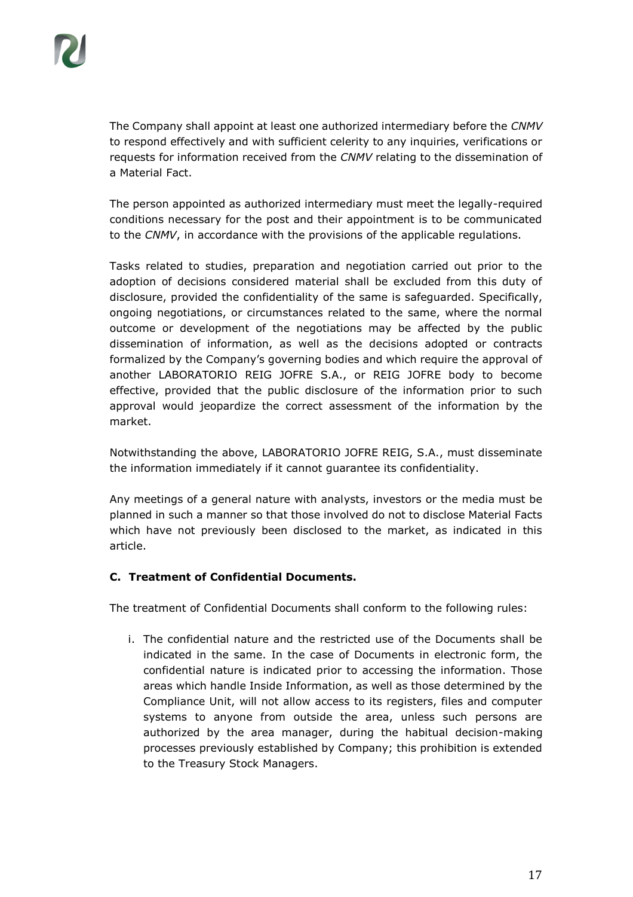The Company shall appoint at least one authorized intermediary before the *CNMV* to respond effectively and with sufficient celerity to any inquiries, verifications or requests for information received from the *CNMV* relating to the dissemination of a Material Fact.

The person appointed as authorized intermediary must meet the legally-required conditions necessary for the post and their appointment is to be communicated to the *CNMV*, in accordance with the provisions of the applicable regulations.

Tasks related to studies, preparation and negotiation carried out prior to the adoption of decisions considered material shall be excluded from this duty of disclosure, provided the confidentiality of the same is safeguarded. Specifically, ongoing negotiations, or circumstances related to the same, where the normal outcome or development of the negotiations may be affected by the public dissemination of information, as well as the decisions adopted or contracts formalized by the Company's governing bodies and which require the approval of another LABORATORIO REIG JOFRE S.A., or REIG JOFRE body to become effective, provided that the public disclosure of the information prior to such approval would jeopardize the correct assessment of the information by the market.

Notwithstanding the above, LABORATORIO JOFRE REIG, S.A., must disseminate the information immediately if it cannot guarantee its confidentiality.

Any meetings of a general nature with analysts, investors or the media must be planned in such a manner so that those involved do not to disclose Material Facts which have not previously been disclosed to the market, as indicated in this article.

### C. Treatment of Confidential Documents.

The treatment of Confidential Documents shall conform to the following rules:

i. The confidential nature and the restricted use of the Documents shall be indicated in the same. In the case of Documents in electronic form, the confidential nature is indicated prior to accessing the information. Those areas which handle Inside Information, as well as those determined by the Compliance Unit, will not allow access to its registers, files and computer systems to anyone from outside the area, unless such persons are authorized by the area manager, during the habitual decision-making processes previously established by Company; this prohibition is extended to the Treasury Stock Managers.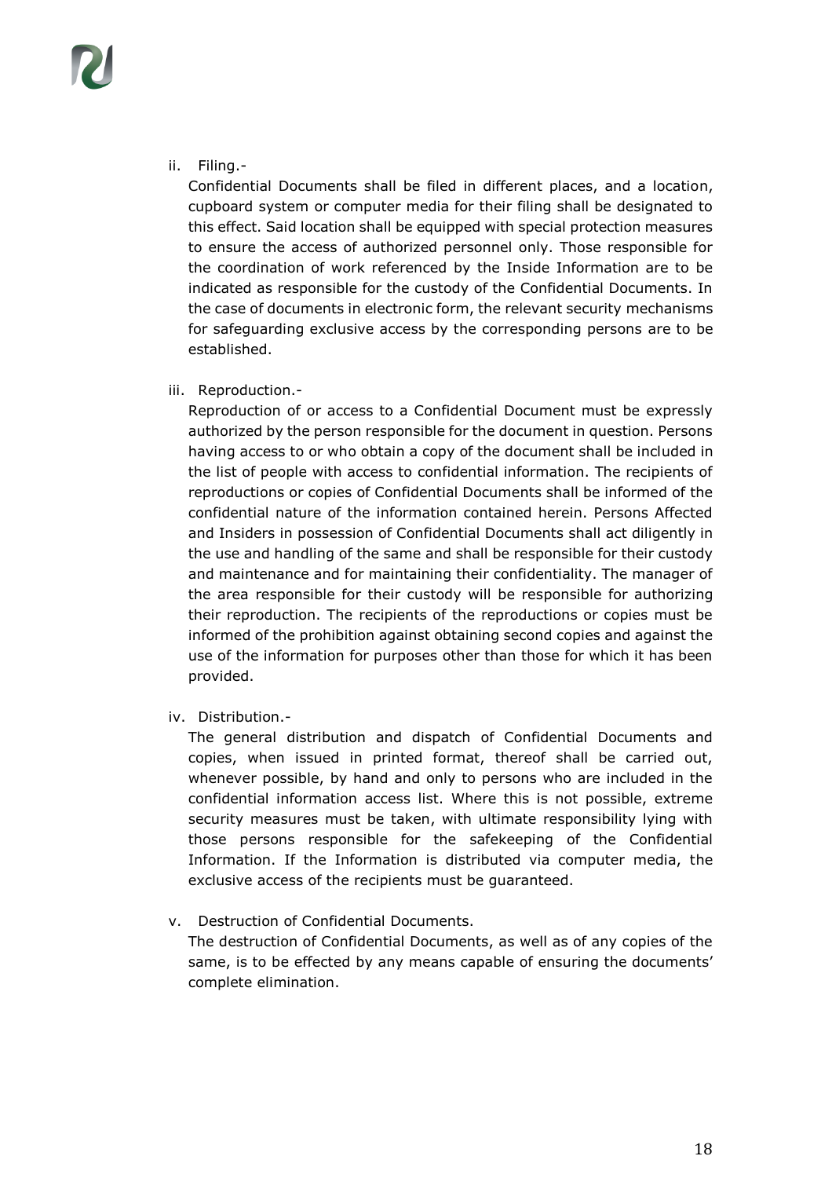ii. Filing.-

Confidential Documents shall be filed in different places, and a location, cupboard system or computer media for their filing shall be designated to this effect. Said location shall be equipped with special protection measures to ensure the access of authorized personnel only. Those responsible for the coordination of work referenced by the Inside Information are to be indicated as responsible for the custody of the Confidential Documents. In the case of documents in electronic form, the relevant security mechanisms for safeguarding exclusive access by the corresponding persons are to be established.

iii. Reproduction.-

Reproduction of or access to a Confidential Document must be expressly authorized by the person responsible for the document in question. Persons having access to or who obtain a copy of the document shall be included in the list of people with access to confidential information. The recipients of reproductions or copies of Confidential Documents shall be informed of the confidential nature of the information contained herein. Persons Affected and Insiders in possession of Confidential Documents shall act diligently in the use and handling of the same and shall be responsible for their custody and maintenance and for maintaining their confidentiality. The manager of the area responsible for their custody will be responsible for authorizing their reproduction. The recipients of the reproductions or copies must be informed of the prohibition against obtaining second copies and against the use of the information for purposes other than those for which it has been provided.

iv. Distribution.-

The general distribution and dispatch of Confidential Documents and copies, when issued in printed format, thereof shall be carried out, whenever possible, by hand and only to persons who are included in the confidential information access list. Where this is not possible, extreme security measures must be taken, with ultimate responsibility lying with those persons responsible for the safekeeping of the Confidential Information. If the Information is distributed via computer media, the exclusive access of the recipients must be guaranteed.

v. Destruction of Confidential Documents.

The destruction of Confidential Documents, as well as of any copies of the same, is to be effected by any means capable of ensuring the documents' complete elimination.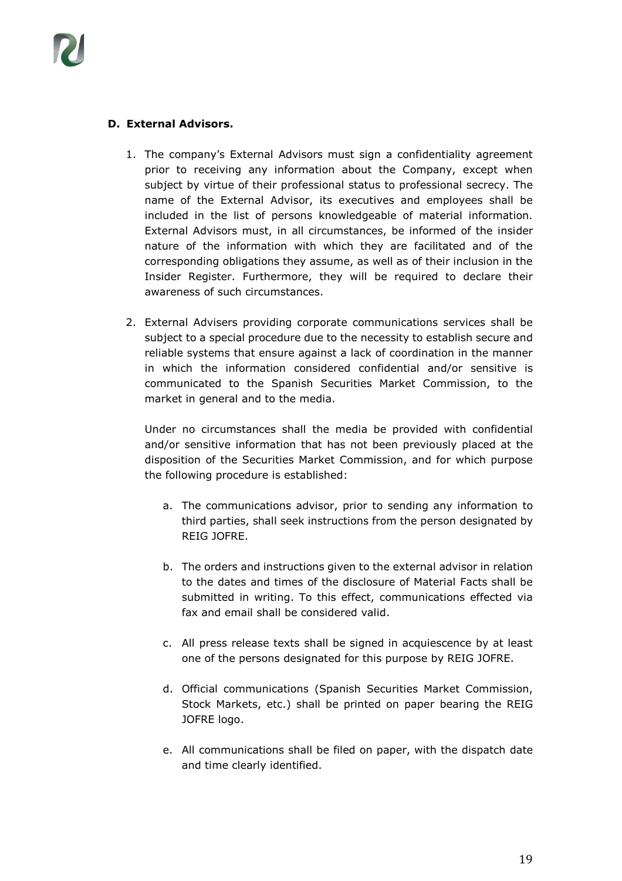### D. External Advisors.

1. The company's External Advisors must sign a confidentiality agreement prior to receiving any information about the Company, except when subject by virtue of their professional status to professional secrecy. The name of the External Advisor, its executives and employees shall be included in the list of persons knowledgeable of material information. External Advisors must, in all circumstances, be informed of the insider nature of the information with which they are facilitated and of the corresponding obligations they assume, as well as of their inclusion in the Insider Register. Furthermore, they will be required to declare their awareness of such circumstances.

2. External Advisers providing corporate communications services shall be subject to a special procedure due to the necessity to establish secure and reliable systems that ensure against a lack of coordination in the manner in which the information considered confidential and/or sensitive is communicated to the Spanish Securities Market Commission, to the market in general and to the media.

   Under no circumstances shall the media be provided with confidential and/or sensitive information that has not been previously placed at the disposition of the Securities Market Commission, and for which purpose the following procedure is established:

   a. The communications advisor, prior to sending any information to third parties, shall seek instructions from the person designated by REIG JOFRE.

   b. The orders and instructions given to the external advisor in relation to the dates and times of the disclosure of Material Facts shall be submitted in writing. To this effect, communications effected via fax and email shall be considered valid.

   c. All press release texts shall be signed in acquiescence by at least one of the persons designated for this purpose by REIG JOFRE.

   d. Official communications (Spanish Securities Market Commission, Stock Markets, etc.) shall be printed on paper bearing the REIG JOFRE logo.

   e. All communications shall be filed on paper, with the dispatch date and time clearly identified.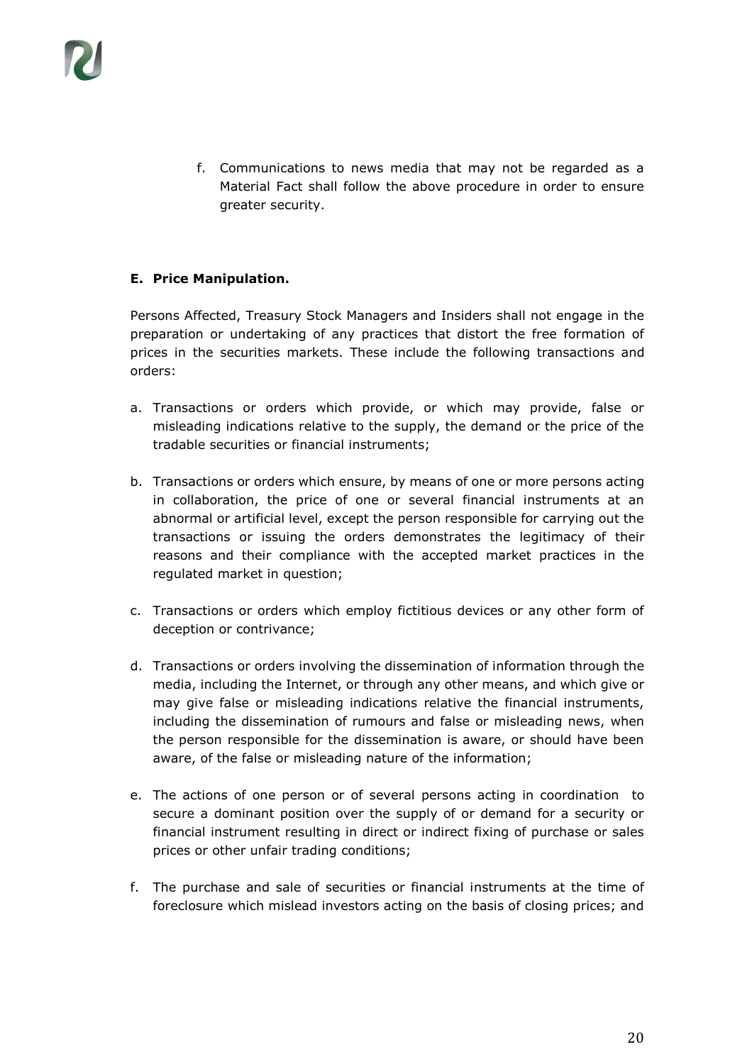f. Communications to news media that may not be regarded as a Material Fact shall follow the above procedure in order to ensure greater security.

**E. Price Manipulation.**

Persons Affected, Treasury Stock Managers and Insiders shall not engage in the preparation or undertaking of any practices that distort the free formation of prices in the securities markets. These include the following transactions and orders:

a. Transactions or orders which provide, or which may provide, false or misleading indications relative to the supply, the demand or the price of the tradable securities or financial instruments;

b. Transactions or orders which ensure, by means of one or more persons acting in collaboration, the price of one or several financial instruments at an abnormal or artificial level, except the person responsible for carrying out the transactions or issuing the orders demonstrates the legitimacy of their reasons and their compliance with the accepted market practices in the regulated market in question;

c. Transactions or orders which employ fictitious devices or any other form of deception or contrivance;

d. Transactions or orders involving the dissemination of information through the media, including the Internet, or through any other means, and which give or may give false or misleading indications relative the financial instruments, including the dissemination of rumours and false or misleading news, when the person responsible for the dissemination is aware, or should have been aware, of the false or misleading nature of the information;

e. The actions of one person or of several persons acting in coordination to secure a dominant position over the supply of or demand for a security or financial instrument resulting in direct or indirect fixing of purchase or sales prices or other unfair trading conditions;

f. The purchase and sale of securities or financial instruments at the time of foreclosure which mislead investors acting on the basis of closing prices; and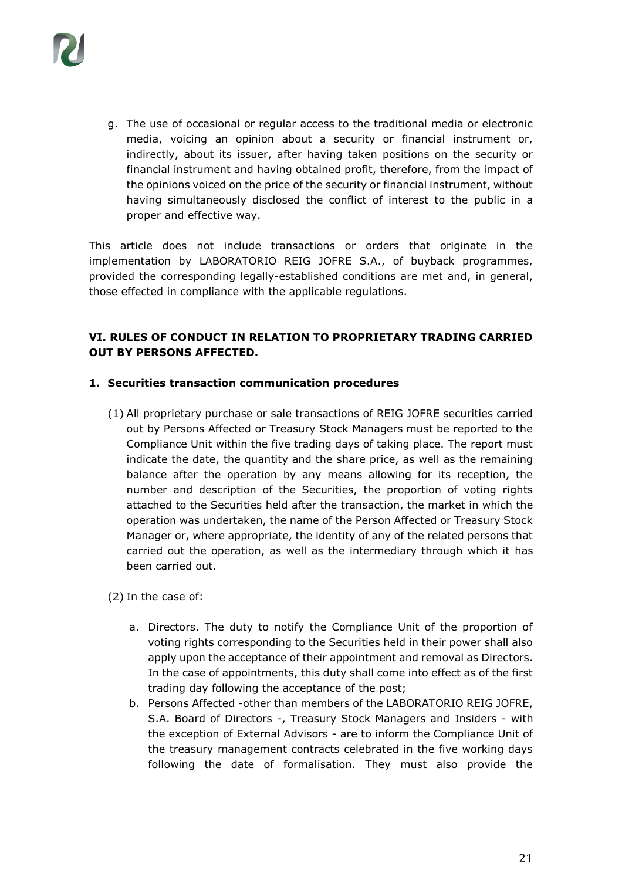g. The use of occasional or regular access to the traditional media or electronic media, voicing an opinion about a security or financial instrument or, indirectly, about its issuer, after having taken positions on the security or financial instrument and having obtained profit, therefore, from the impact of the opinions voiced on the price of the security or financial instrument, without having simultaneously disclosed the conflict of interest to the public in a proper and effective way.

This article does not include transactions or orders that originate in the implementation by LABORATORIO REIG JOFRE S.A., of buyback programmes, provided the corresponding legally-established conditions are met and, in general, those effected in compliance with the applicable regulations.

## VI. RULES OF CONDUCT IN RELATION TO PROPRIETARY TRADING CARRIED OUT BY PERSONS AFFECTED.

### 1. Securities transaction communication procedures

(1) All proprietary purchase or sale transactions of REIG JOFRE securities carried out by Persons Affected or Treasury Stock Managers must be reported to the Compliance Unit within the five trading days of taking place. The report must indicate the date, the quantity and the share price, as well as the remaining balance after the operation by any means allowing for its reception, the number and description of the Securities, the proportion of voting rights attached to the Securities held after the transaction, the market in which the operation was undertaken, the name of the Person Affected or Treasury Stock Manager or, where appropriate, the identity of any of the related persons that carried out the operation, as well as the intermediary through which it has been carried out.

(2) In the case of:

a. Directors. The duty to notify the Compliance Unit of the proportion of voting rights corresponding to the Securities held in their power shall also apply upon the acceptance of their appointment and removal as Directors. In the case of appointments, this duty shall come into effect as of the first trading day following the acceptance of the post;

b. Persons Affected -other than members of the LABORATORIO REIG JOFRE, S.A. Board of Directors -, Treasury Stock Managers and Insiders - with the exception of External Advisors - are to inform the Compliance Unit of the treasury management contracts celebrated in the five working days following the date of formalisation. They must also provide the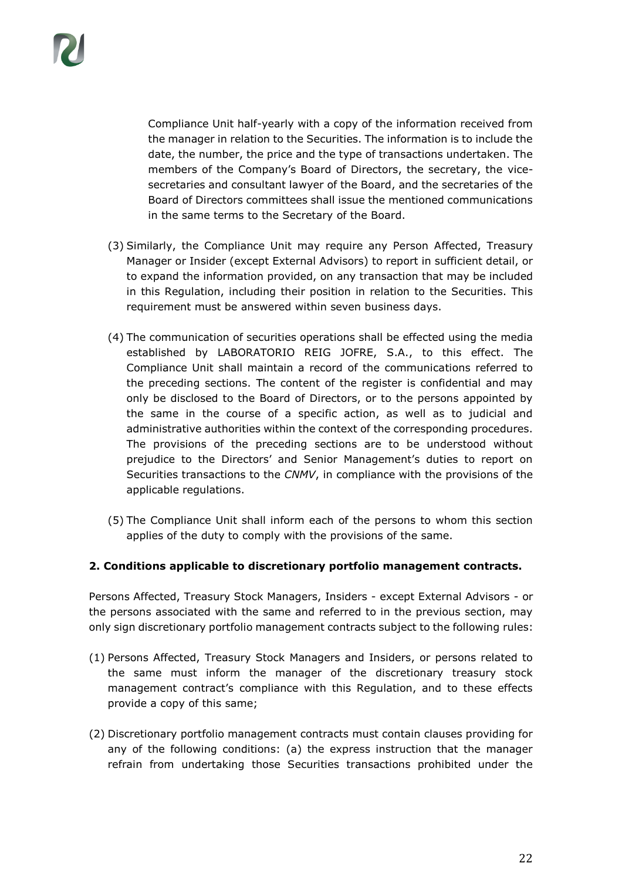Compliance Unit half-yearly with a copy of the information received from the manager in relation to the Securities. The information is to include the date, the number, the price and the type of transactions undertaken. The members of the Company's Board of Directors, the secretary, the vice-secretaries and consultant lawyer of the Board, and the secretaries of the Board of Directors committees shall issue the mentioned communications in the same terms to the Secretary of the Board.

(3) Similarly, the Compliance Unit may require any Person Affected, Treasury Manager or Insider (except External Advisors) to report in sufficient detail, or to expand the information provided, on any transaction that may be included in this Regulation, including their position in relation to the Securities. This requirement must be answered within seven business days.

(4) The communication of securities operations shall be effected using the media established by LABORATORIO REIG JOFRE, S.A., to this effect. The Compliance Unit shall maintain a record of the communications referred to the preceding sections. The content of the register is confidential and may only be disclosed to the Board of Directors, or to the persons appointed by the same in the course of a specific action, as well as to judicial and administrative authorities within the context of the corresponding procedures. The provisions of the preceding sections are to be understood without prejudice to the Directors' and Senior Management's duties to report on Securities transactions to the *CNMV*, in compliance with the provisions of the applicable regulations.

(5) The Compliance Unit shall inform each of the persons to whom this section applies of the duty to comply with the provisions of the same.

**2. Conditions applicable to discretionary portfolio management contracts.**

Persons Affected, Treasury Stock Managers, Insiders - except External Advisors - or the persons associated with the same and referred to in the previous section, may only sign discretionary portfolio management contracts subject to the following rules:

(1) Persons Affected, Treasury Stock Managers and Insiders, or persons related to the same must inform the manager of the discretionary treasury stock management contract's compliance with this Regulation, and to these effects provide a copy of this same;

(2) Discretionary portfolio management contracts must contain clauses providing for any of the following conditions: (a) the express instruction that the manager refrain from undertaking those Securities transactions prohibited under the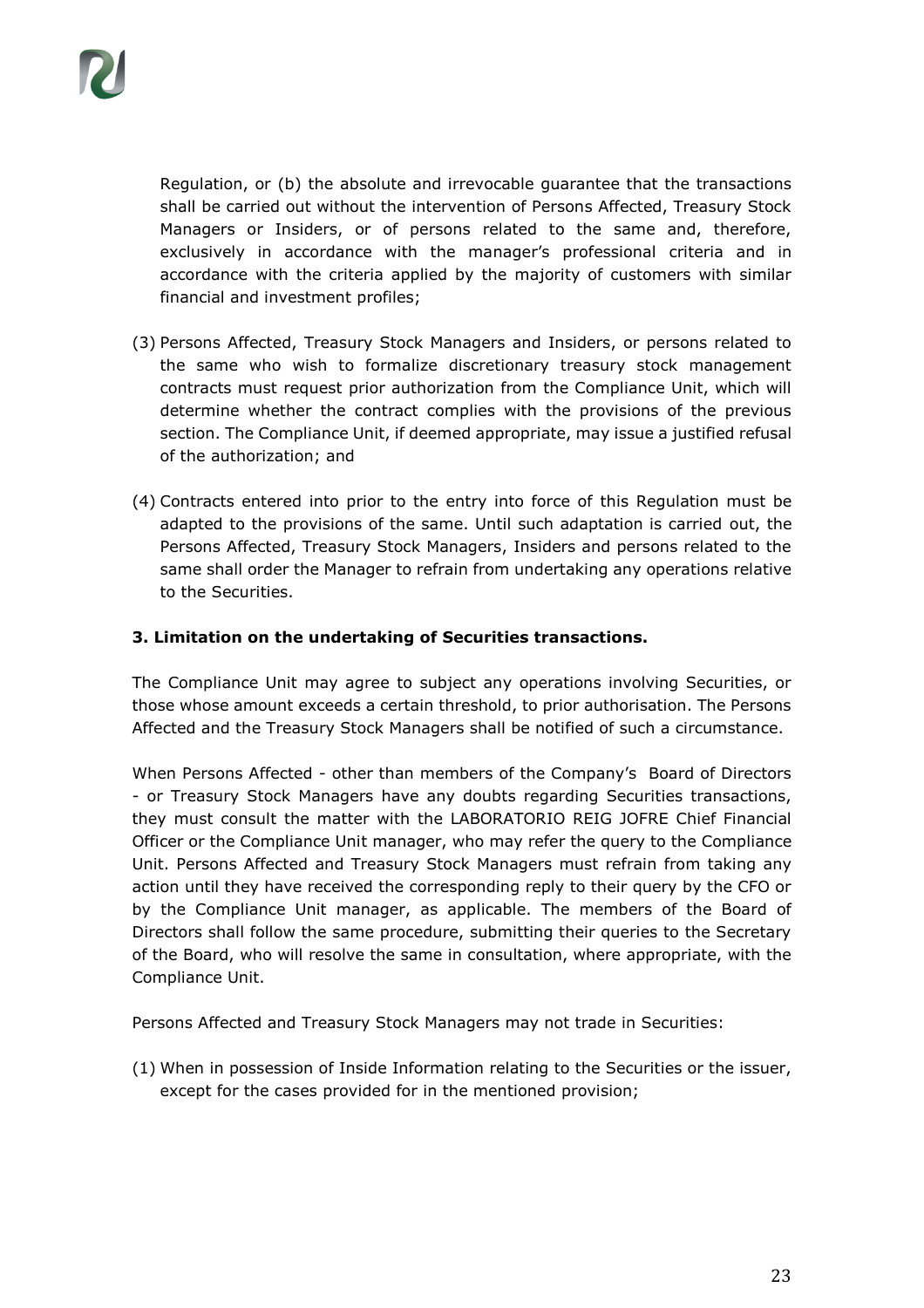Regulation, or (b) the absolute and irrevocable guarantee that the transactions shall be carried out without the intervention of Persons Affected, Treasury Stock Managers or Insiders, or of persons related to the same and, therefore, exclusively in accordance with the manager's professional criteria and in accordance with the criteria applied by the majority of customers with similar financial and investment profiles;

(3) Persons Affected, Treasury Stock Managers and Insiders, or persons related to the same who wish to formalize discretionary treasury stock management contracts must request prior authorization from the Compliance Unit, which will determine whether the contract complies with the provisions of the previous section. The Compliance Unit, if deemed appropriate, may issue a justified refusal of the authorization; and

(4) Contracts entered into prior to the entry into force of this Regulation must be adapted to the provisions of the same. Until such adaptation is carried out, the Persons Affected, Treasury Stock Managers, Insiders and persons related to the same shall order the Manager to refrain from undertaking any operations relative to the Securities.

**3. Limitation on the undertaking of Securities transactions.**

The Compliance Unit may agree to subject any operations involving Securities, or those whose amount exceeds a certain threshold, to prior authorisation. The Persons Affected and the Treasury Stock Managers shall be notified of such a circumstance.

When Persons Affected - other than members of the Company's Board of Directors - or Treasury Stock Managers have any doubts regarding Securities transactions, they must consult the matter with the LABORATORIO REIG JOFRE Chief Financial Officer or the Compliance Unit manager, who may refer the query to the Compliance Unit. Persons Affected and Treasury Stock Managers must refrain from taking any action until they have received the corresponding reply to their query by the CFO or by the Compliance Unit manager, as applicable. The members of the Board of Directors shall follow the same procedure, submitting their queries to the Secretary of the Board, who will resolve the same in consultation, where appropriate, with the Compliance Unit.

Persons Affected and Treasury Stock Managers may not trade in Securities:

(1) When in possession of Inside Information relating to the Securities or the issuer, except for the cases provided for in the mentioned provision;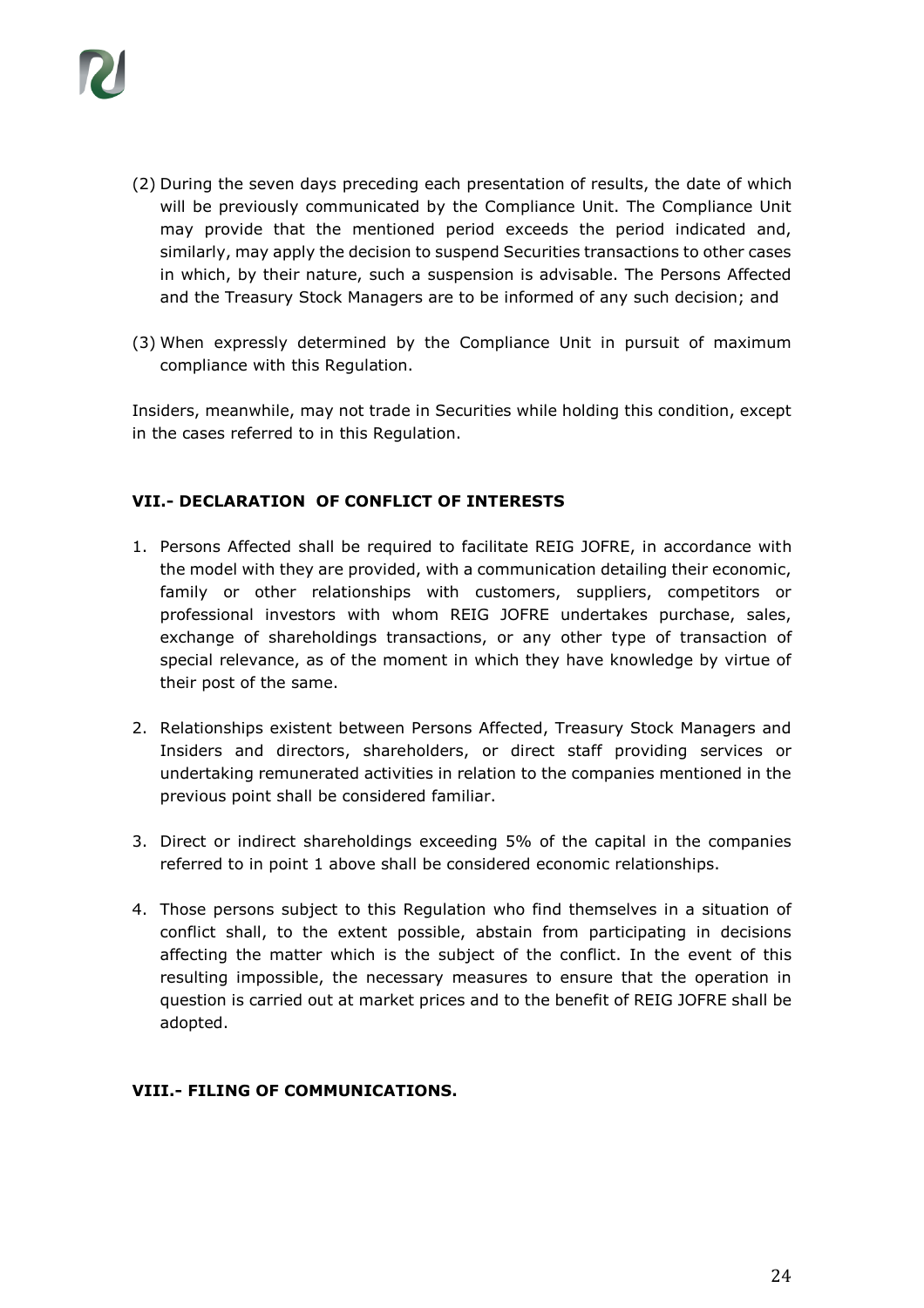(2) During the seven days preceding each presentation of results, the date of which will be previously communicated by the Compliance Unit. The Compliance Unit may provide that the mentioned period exceeds the period indicated and, similarly, may apply the decision to suspend Securities transactions to other cases in which, by their nature, such a suspension is advisable. The Persons Affected and the Treasury Stock Managers are to be informed of any such decision; and

(3) When expressly determined by the Compliance Unit in pursuit of maximum compliance with this Regulation.

Insiders, meanwhile, may not trade in Securities while holding this condition, except in the cases referred to in this Regulation.

## VII.- DECLARATION OF CONFLICT OF INTERESTS

1. Persons Affected shall be required to facilitate REIG JOFRE, in accordance with the model with they are provided, with a communication detailing their economic, family or other relationships with customers, suppliers, competitors or professional investors with whom REIG JOFRE undertakes purchase, sales, exchange of shareholdings transactions, or any other type of transaction of special relevance, as of the moment in which they have knowledge by virtue of their post of the same.

2. Relationships existent between Persons Affected, Treasury Stock Managers and Insiders and directors, shareholders, or direct staff providing services or undertaking remunerated activities in relation to the companies mentioned in the previous point shall be considered familiar.

3. Direct or indirect shareholdings exceeding 5% of the capital in the companies referred to in point 1 above shall be considered economic relationships.

4. Those persons subject to this Regulation who find themselves in a situation of conflict shall, to the extent possible, abstain from participating in decisions affecting the matter which is the subject of the conflict. In the event of this resulting impossible, the necessary measures to ensure that the operation in question is carried out at market prices and to the benefit of REIG JOFRE shall be adopted.

## VIII.- FILING OF COMMUNICATIONS.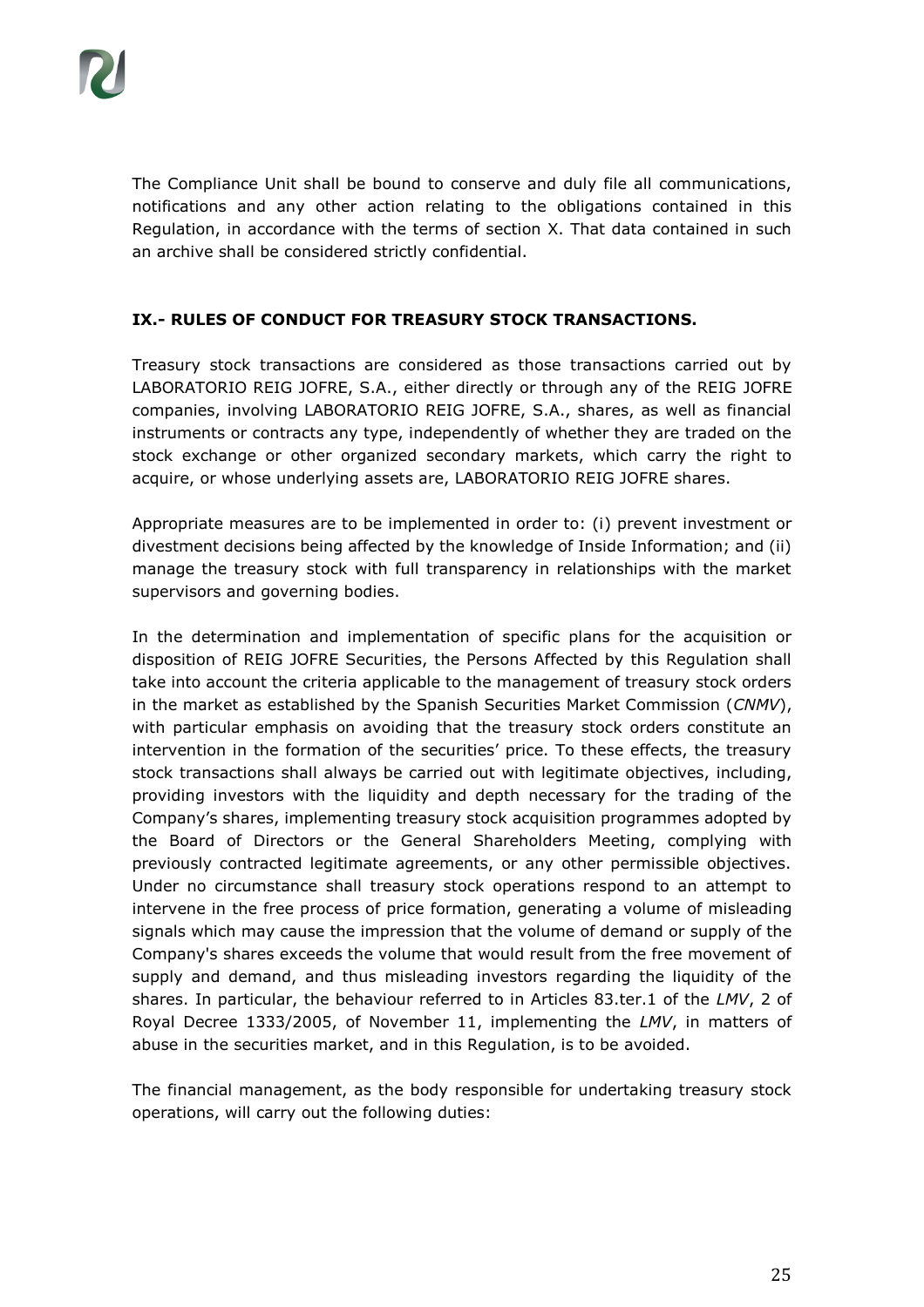The Compliance Unit shall be bound to conserve and duly file all communications, notifications and any other action relating to the obligations contained in this Regulation, in accordance with the terms of section X. That data contained in such an archive shall be considered strictly confidential.

## IX.- RULES OF CONDUCT FOR TREASURY STOCK TRANSACTIONS.

Treasury stock transactions are considered as those transactions carried out by LABORATORIO REIG JOFRE, S.A., either directly or through any of the REIG JOFRE companies, involving LABORATORIO REIG JOFRE, S.A., shares, as well as financial instruments or contracts any type, independently of whether they are traded on the stock exchange or other organized secondary markets, which carry the right to acquire, or whose underlying assets are, LABORATORIO REIG JOFRE shares.

Appropriate measures are to be implemented in order to: (i) prevent investment or divestment decisions being affected by the knowledge of Inside Information; and (ii) manage the treasury stock with full transparency in relationships with the market supervisors and governing bodies.

In the determination and implementation of specific plans for the acquisition or disposition of REIG JOFRE Securities, the Persons Affected by this Regulation shall take into account the criteria applicable to the management of treasury stock orders in the market as established by the Spanish Securities Market Commission (*CNMV*), with particular emphasis on avoiding that the treasury stock orders constitute an intervention in the formation of the securities' price. To these effects, the treasury stock transactions shall always be carried out with legitimate objectives, including, providing investors with the liquidity and depth necessary for the trading of the Company's shares, implementing treasury stock acquisition programmes adopted by the Board of Directors or the General Shareholders Meeting, complying with previously contracted legitimate agreements, or any other permissible objectives. Under no circumstance shall treasury stock operations respond to an attempt to intervene in the free process of price formation, generating a volume of misleading signals which may cause the impression that the volume of demand or supply of the Company's shares exceeds the volume that would result from the free movement of supply and demand, and thus misleading investors regarding the liquidity of the shares. In particular, the behaviour referred to in Articles 83.ter.1 of the *LMV*, 2 of Royal Decree 1333/2005, of November 11, implementing the *LMV*, in matters of abuse in the securities market, and in this Regulation, is to be avoided.

The financial management, as the body responsible for undertaking treasury stock operations, will carry out the following duties: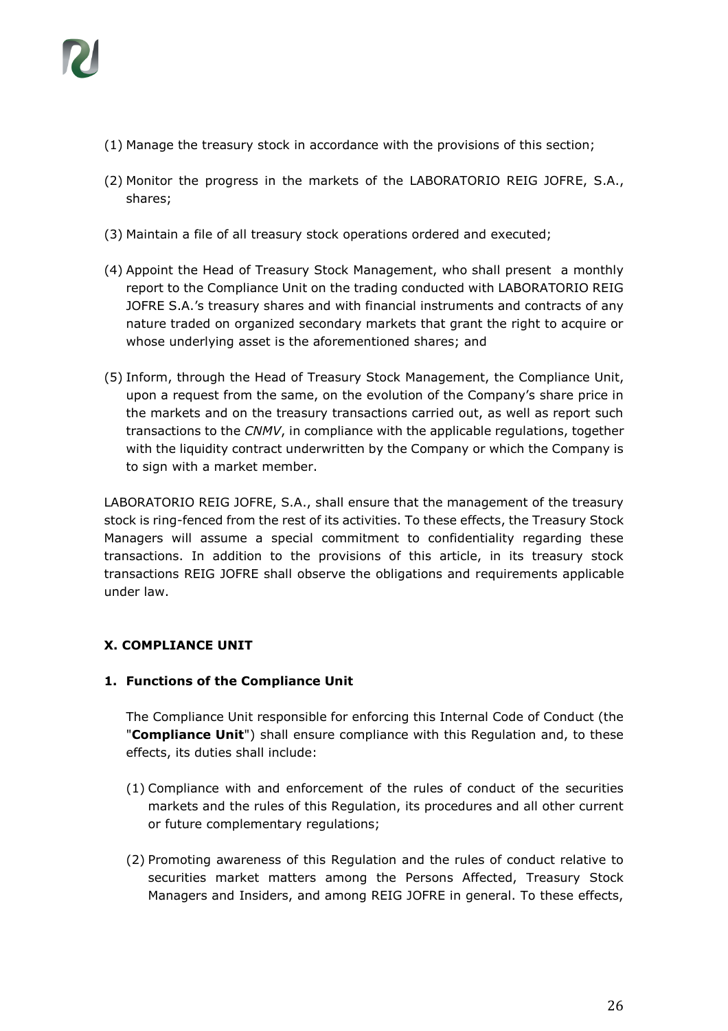(1) Manage the treasury stock in accordance with the provisions of this section;

(2) Monitor the progress in the markets of the LABORATORIO REIG JOFRE, S.A., shares;

(3) Maintain a file of all treasury stock operations ordered and executed;

(4) Appoint the Head of Treasury Stock Management, who shall present a monthly report to the Compliance Unit on the trading conducted with LABORATORIO REIG JOFRE S.A.'s treasury shares and with financial instruments and contracts of any nature traded on organized secondary markets that grant the right to acquire or whose underlying asset is the aforementioned shares; and

(5) Inform, through the Head of Treasury Stock Management, the Compliance Unit, upon a request from the same, on the evolution of the Company's share price in the markets and on the treasury transactions carried out, as well as report such transactions to the *CNMV*, in compliance with the applicable regulations, together with the liquidity contract underwritten by the Company or which the Company is to sign with a market member.

LABORATORIO REIG JOFRE, S.A., shall ensure that the management of the treasury stock is ring-fenced from the rest of its activities. To these effects, the Treasury Stock Managers will assume a special commitment to confidentiality regarding these transactions. In addition to the provisions of this article, in its treasury stock transactions REIG JOFRE shall observe the obligations and requirements applicable under law.

## X. COMPLIANCE UNIT

### 1. Functions of the Compliance Unit

The Compliance Unit responsible for enforcing this Internal Code of Conduct (the "**Compliance Unit**") shall ensure compliance with this Regulation and, to these effects, its duties shall include:

(1) Compliance with and enforcement of the rules of conduct of the securities markets and the rules of this Regulation, its procedures and all other current or future complementary regulations;

(2) Promoting awareness of this Regulation and the rules of conduct relative to securities market matters among the Persons Affected, Treasury Stock Managers and Insiders, and among REIG JOFRE in general. To these effects,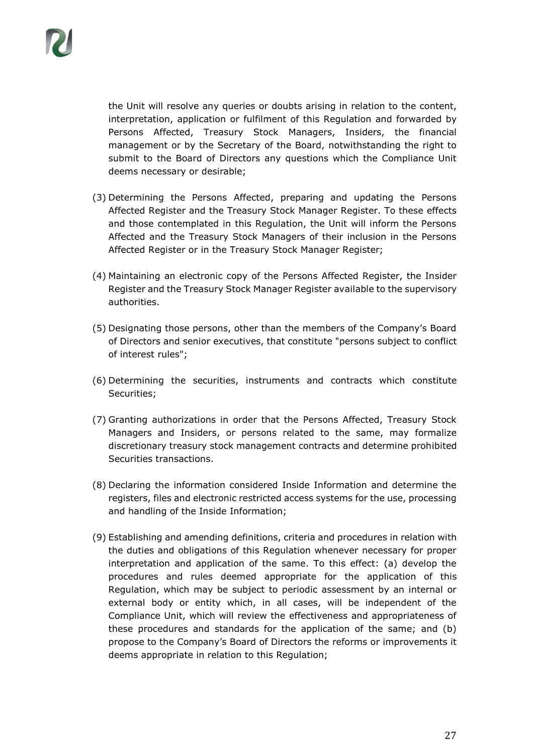the Unit will resolve any queries or doubts arising in relation to the content, interpretation, application or fulfilment of this Regulation and forwarded by Persons Affected, Treasury Stock Managers, Insiders, the financial management or by the Secretary of the Board, notwithstanding the right to submit to the Board of Directors any questions which the Compliance Unit deems necessary or desirable;

(3) Determining the Persons Affected, preparing and updating the Persons Affected Register and the Treasury Stock Manager Register. To these effects and those contemplated in this Regulation, the Unit will inform the Persons Affected and the Treasury Stock Managers of their inclusion in the Persons Affected Register or in the Treasury Stock Manager Register;

(4) Maintaining an electronic copy of the Persons Affected Register, the Insider Register and the Treasury Stock Manager Register available to the supervisory authorities.

(5) Designating those persons, other than the members of the Company's Board of Directors and senior executives, that constitute "persons subject to conflict of interest rules";

(6) Determining the securities, instruments and contracts which constitute Securities;

(7) Granting authorizations in order that the Persons Affected, Treasury Stock Managers and Insiders, or persons related to the same, may formalize discretionary treasury stock management contracts and determine prohibited Securities transactions.

(8) Declaring the information considered Inside Information and determine the registers, files and electronic restricted access systems for the use, processing and handling of the Inside Information;

(9) Establishing and amending definitions, criteria and procedures in relation with the duties and obligations of this Regulation whenever necessary for proper interpretation and application of the same. To this effect: (a) develop the procedures and rules deemed appropriate for the application of this Regulation, which may be subject to periodic assessment by an internal or external body or entity which, in all cases, will be independent of the Compliance Unit, which will review the effectiveness and appropriateness of these procedures and standards for the application of the same; and (b) propose to the Company's Board of Directors the reforms or improvements it deems appropriate in relation to this Regulation;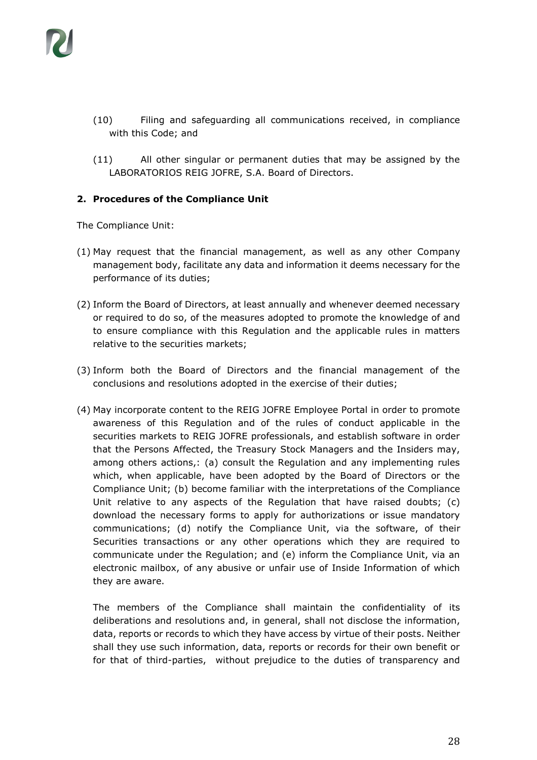(10) Filing and safeguarding all communications received, in compliance with this Code; and

(11) All other singular or permanent duties that may be assigned by the LABORATORIOS REIG JOFRE, S.A. Board of Directors.

**2. Procedures of the Compliance Unit**

The Compliance Unit:

(1) May request that the financial management, as well as any other Company management body, facilitate any data and information it deems necessary for the performance of its duties;

(2) Inform the Board of Directors, at least annually and whenever deemed necessary or required to do so, of the measures adopted to promote the knowledge of and to ensure compliance with this Regulation and the applicable rules in matters relative to the securities markets;

(3) Inform both the Board of Directors and the financial management of the conclusions and resolutions adopted in the exercise of their duties;

(4) May incorporate content to the REIG JOFRE Employee Portal in order to promote awareness of this Regulation and of the rules of conduct applicable in the securities markets to REIG JOFRE professionals, and establish software in order that the Persons Affected, the Treasury Stock Managers and the Insiders may, among others actions,: (a) consult the Regulation and any implementing rules which, when applicable, have been adopted by the Board of Directors or the Compliance Unit; (b) become familiar with the interpretations of the Compliance Unit relative to any aspects of the Regulation that have raised doubts; (c) download the necessary forms to apply for authorizations or issue mandatory communications; (d) notify the Compliance Unit, via the software, of their Securities transactions or any other operations which they are required to communicate under the Regulation; and (e) inform the Compliance Unit, via an electronic mailbox, of any abusive or unfair use of Inside Information of which they are aware.

The members of the Compliance shall maintain the confidentiality of its deliberations and resolutions and, in general, shall not disclose the information, data, reports or records to which they have access by virtue of their posts. Neither shall they use such information, data, reports or records for their own benefit or for that of third-parties, without prejudice to the duties of transparency and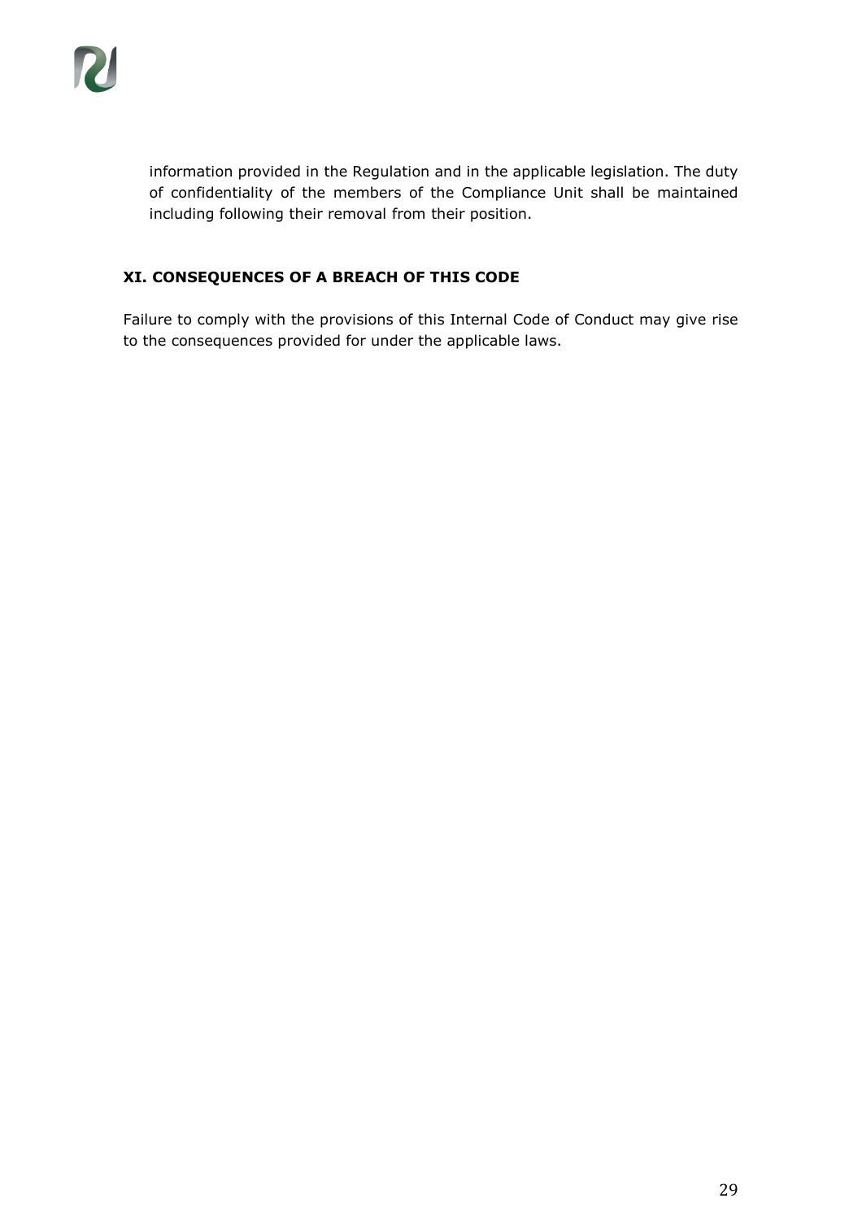information provided in the Regulation and in the applicable legislation. The duty of confidentiality of the members of the Compliance Unit shall be maintained including following their removal from their position.

## XI. CONSEQUENCES OF A BREACH OF THIS CODE

Failure to comply with the provisions of this Internal Code of Conduct may give rise to the consequences provided for under the applicable laws.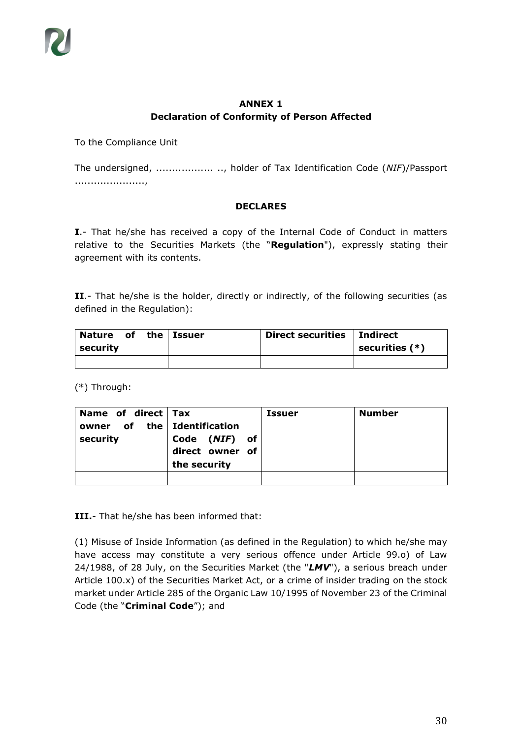**ANNEX 1**
**Declaration of Conformity of Person Affected**

To the Compliance Unit

The undersigned, .................. .., holder of Tax Identification Code (*NIF*)/Passport ......................,

**DECLARES**

**I**.- That he/she has received a copy of the Internal Code of Conduct in matters relative to the Securities Markets (the "**Regulation**"), expressly stating their agreement with its contents.

**II**.- That he/she is the holder, directly or indirectly, of the following securities (as defined in the Regulation):

| Nature of the security | Issuer | Direct securities | Indirect securities (*) |
|---|---|---|---|
| | | | |

(*) Through:

| Name of direct owner of the security | Tax Identification Code (*NIF*) of direct owner of the security | Issuer | Number |
|---|---|---|---|
| | | | |

**III.**- That he/she has been informed that:

(1) Misuse of Inside Information (as defined in the Regulation) to which he/she may have access may constitute a very serious offence under Article 99.o) of Law 24/1988, of 28 July, on the Securities Market (the "***LMV***"), a serious breach under Article 100.x) of the Securities Market Act, or a crime of insider trading on the stock market under Article 285 of the Organic Law 10/1995 of November 23 of the Criminal Code (the "**Criminal Code**"); and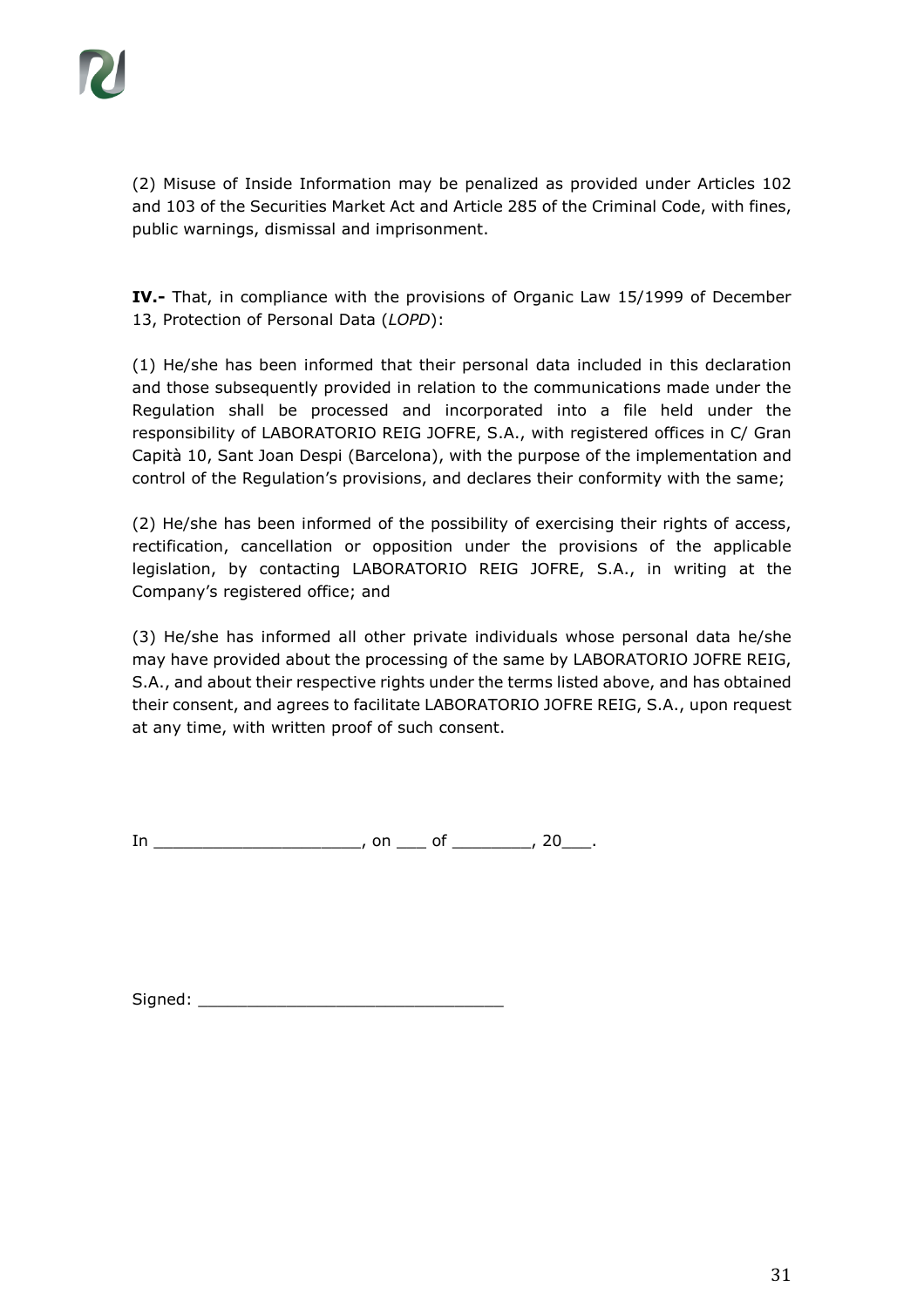(2) Misuse of Inside Information may be penalized as provided under Articles 102 and 103 of the Securities Market Act and Article 285 of the Criminal Code, with fines, public warnings, dismissal and imprisonment.

**IV.-** That, in compliance with the provisions of Organic Law 15/1999 of December 13, Protection of Personal Data (*LOPD*):

(1) He/she has been informed that their personal data included in this declaration and those subsequently provided in relation to the communications made under the Regulation shall be processed and incorporated into a file held under the responsibility of LABORATORIO REIG JOFRE, S.A., with registered offices in C/ Gran Capità 10, Sant Joan Despi (Barcelona), with the purpose of the implementation and control of the Regulation's provisions, and declares their conformity with the same;

(2) He/she has been informed of the possibility of exercising their rights of access, rectification, cancellation or opposition under the provisions of the applicable legislation, by contacting LABORATORIO REIG JOFRE, S.A., in writing at the Company's registered office; and

(3) He/she has informed all other private individuals whose personal data he/she may have provided about the processing of the same by LABORATORIO JOFRE REIG, S.A., and about their respective rights under the terms listed above, and has obtained their consent, and agrees to facilitate LABORATORIO JOFRE REIG, S.A., upon request at any time, with written proof of such consent.

In ____________________, on ___ of ________, 20___.

Signed: ______________________________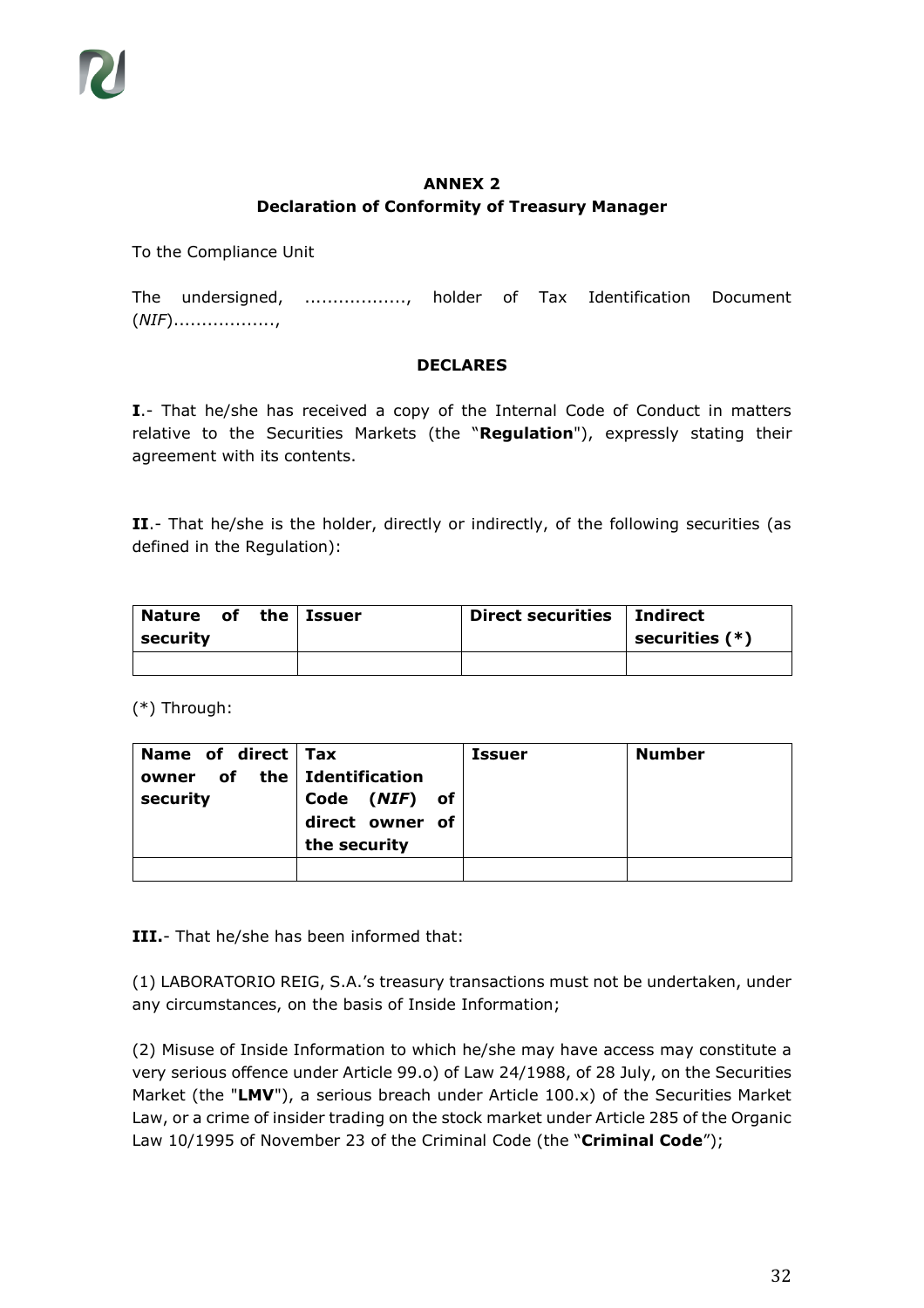**ANNEX 2**
**Declaration of Conformity of Treasury Manager**

To the Compliance Unit

The undersigned, .................., holder of Tax Identification Document (*NIF*)..................,

**DECLARES**

**I**.- That he/she has received a copy of the Internal Code of Conduct in matters relative to the Securities Markets (the "**Regulation**"), expressly stating their agreement with its contents.

**II**.- That he/she is the holder, directly or indirectly, of the following securities (as defined in the Regulation):

| **Nature of the security** | **Issuer** | **Direct securities** | **Indirect securities (*)** |
|---|---|---|---|
| | | | |

(*) Through:

| **Name of direct owner of the security** | **Tax Identification Code (*NIF*) of direct owner of the security** | **Issuer** | **Number** |
|---|---|---|---|
| | | | |

**III.**- That he/she has been informed that:

(1) LABORATORIO REIG, S.A.'s treasury transactions must not be undertaken, under any circumstances, on the basis of Inside Information;

(2) Misuse of Inside Information to which he/she may have access may constitute a very serious offence under Article 99.o) of Law 24/1988, of 28 July, on the Securities Market (the "**LMV**"), a serious breach under Article 100.x) of the Securities Market Law, or a crime of insider trading on the stock market under Article 285 of the Organic Law 10/1995 of November 23 of the Criminal Code (the "**Criminal Code**");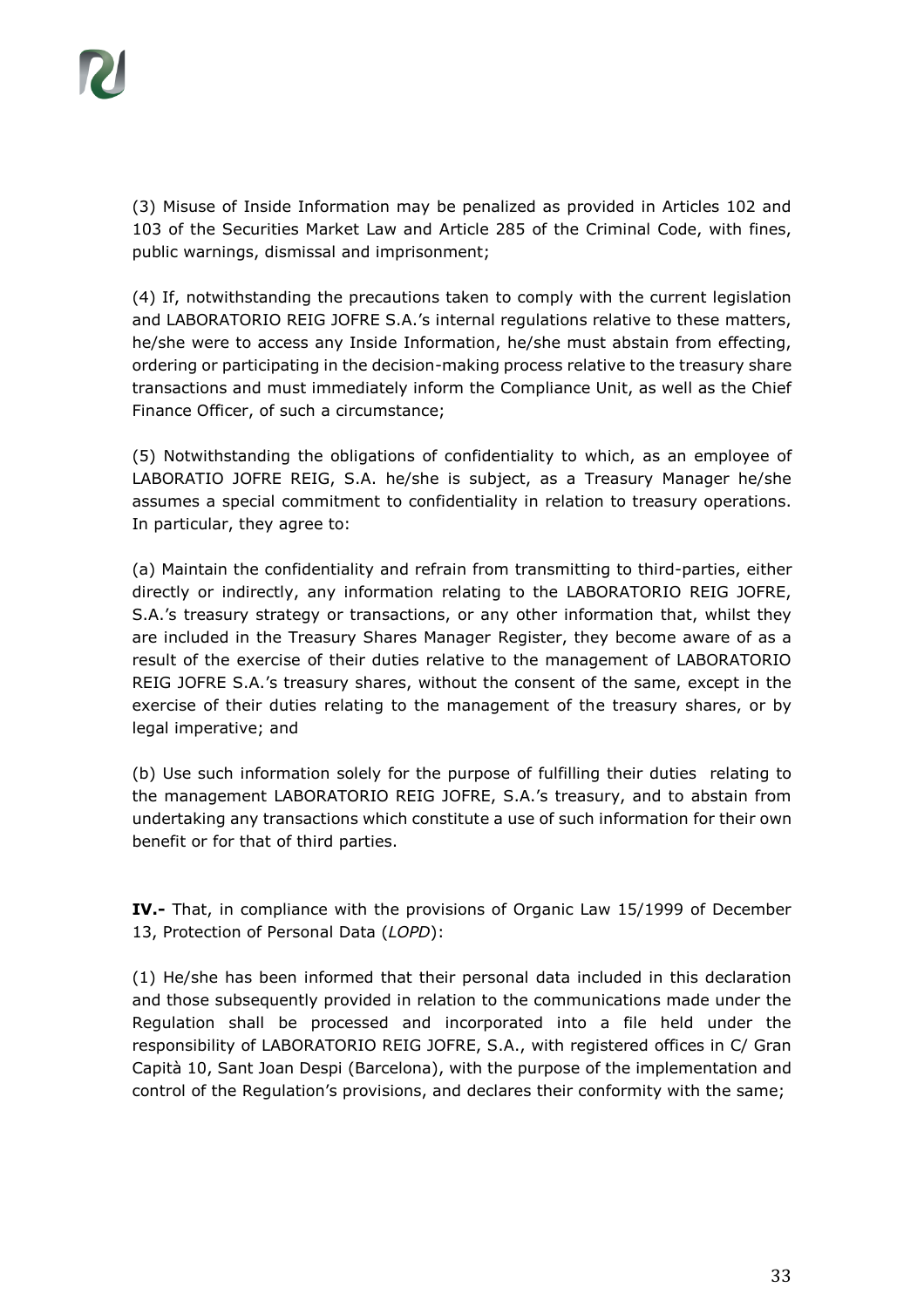(3) Misuse of Inside Information may be penalized as provided in Articles 102 and 103 of the Securities Market Law and Article 285 of the Criminal Code, with fines, public warnings, dismissal and imprisonment;

(4) If, notwithstanding the precautions taken to comply with the current legislation and LABORATORIO REIG JOFRE S.A.'s internal regulations relative to these matters, he/she were to access any Inside Information, he/she must abstain from effecting, ordering or participating in the decision-making process relative to the treasury share transactions and must immediately inform the Compliance Unit, as well as the Chief Finance Officer, of such a circumstance;

(5) Notwithstanding the obligations of confidentiality to which, as an employee of LABORATIO JOFRE REIG, S.A. he/she is subject, as a Treasury Manager he/she assumes a special commitment to confidentiality in relation to treasury operations. In particular, they agree to:

(a) Maintain the confidentiality and refrain from transmitting to third-parties, either directly or indirectly, any information relating to the LABORATORIO REIG JOFRE, S.A.'s treasury strategy or transactions, or any other information that, whilst they are included in the Treasury Shares Manager Register, they become aware of as a result of the exercise of their duties relative to the management of LABORATORIO REIG JOFRE S.A.'s treasury shares, without the consent of the same, except in the exercise of their duties relating to the management of the treasury shares, or by legal imperative; and

(b) Use such information solely for the purpose of fulfilling their duties relating to the management LABORATORIO REIG JOFRE, S.A.'s treasury, and to abstain from undertaking any transactions which constitute a use of such information for their own benefit or for that of third parties.

**IV.-** That, in compliance with the provisions of Organic Law 15/1999 of December 13, Protection of Personal Data (*LOPD*):

(1) He/she has been informed that their personal data included in this declaration and those subsequently provided in relation to the communications made under the Regulation shall be processed and incorporated into a file held under the responsibility of LABORATORIO REIG JOFRE, S.A., with registered offices in C/ Gran Capità 10, Sant Joan Despi (Barcelona), with the purpose of the implementation and control of the Regulation's provisions, and declares their conformity with the same;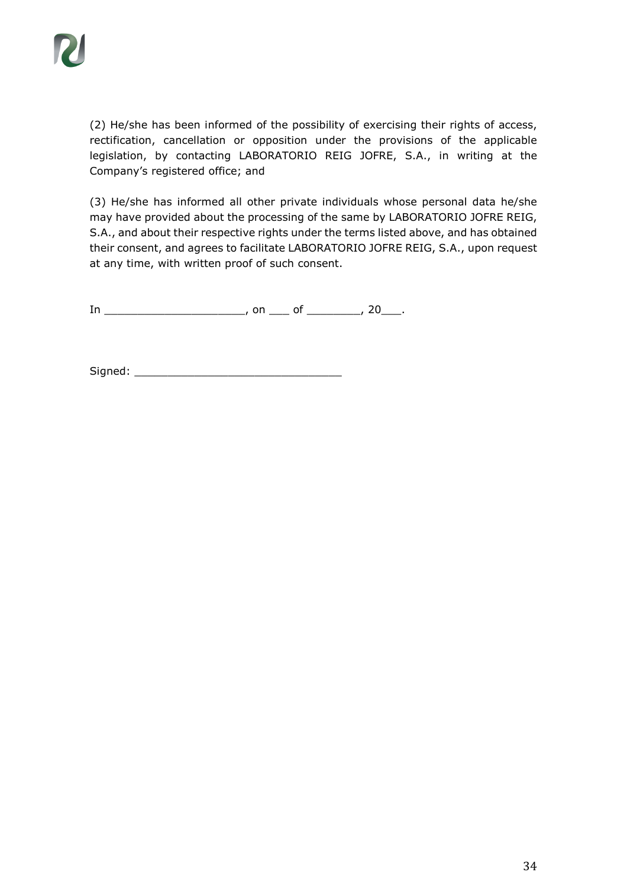(2) He/she has been informed of the possibility of exercising their rights of access, rectification, cancellation or opposition under the provisions of the applicable legislation, by contacting LABORATORIO REIG JOFRE, S.A., in writing at the Company's registered office; and

(3) He/she has informed all other private individuals whose personal data he/she may have provided about the processing of the same by LABORATORIO JOFRE REIG, S.A., and about their respective rights under the terms listed above, and has obtained their consent, and agrees to facilitate LABORATORIO JOFRE REIG, S.A., upon request at any time, with written proof of such consent.

In _____________________, on ___ of ________, 20___.

Signed: ______________________________